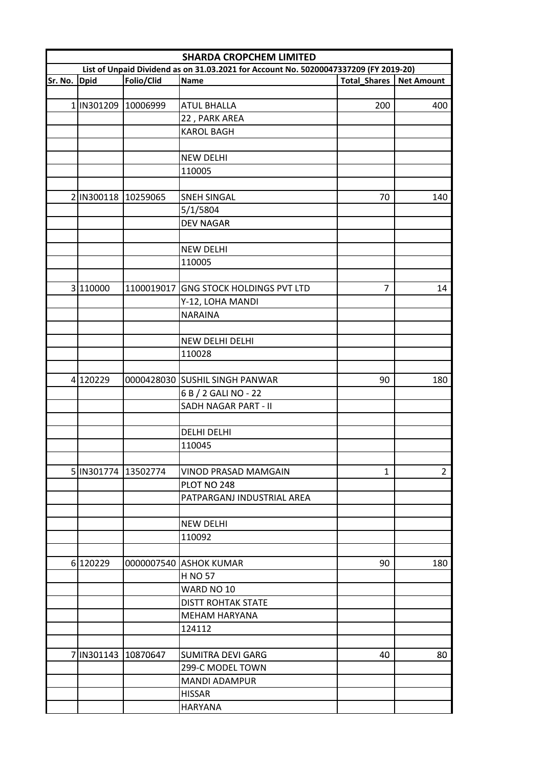# SHARDA CROPCHEM LIMITED

**List of Unpaid Dividend as on 31.03.2021 for Account No. 50200047337209 (FY 2019-20)**

| Sr. No. | Dpid | Folio/Clid | Name | Total_Shares | Net Amount |
|---|---|---|---|---|---|
| | | | | | |
| 1 | IN301209 | 10006999 | ATUL BHALLA | 200 | 400 |
| | | | 22 , PARK AREA | | |
| | | | KAROL BAGH | | |
| | | | | | |
| | | | NEW DELHI | | |
| | | | 110005 | | |
| | | | | | |
| 2 | IN300118 | 10259065 | SNEH SINGAL | 70 | 140 |
| | | | 5/1/5804 | | |
| | | | DEV NAGAR | | |
| | | | | | |
| | | | NEW DELHI | | |
| | | | 110005 | | |
| | | | | | |
| 3 | 110000 | 1100019017 | GNG STOCK HOLDINGS PVT LTD | 7 | 14 |
| | | | Y-12, LOHA MANDI | | |
| | | | NARAINA | | |
| | | | | | |
| | | | NEW DELHI DELHI | | |
| | | | 110028 | | |
| | | | | | |
| 4 | 120229 | 0000428030 | SUSHIL SINGH PANWAR | 90 | 180 |
| | | | 6 B / 2 GALI NO - 22 | | |
| | | | SADH NAGAR PART - II | | |
| | | | | | |
| | | | DELHI DELHI | | |
| | | | 110045 | | |
| | | | | | |
| 5 | IN301774 | 13502774 | VINOD PRASAD MAMGAIN | 1 | 2 |
| | | | PLOT NO 248 | | |
| | | | PATPARGANJ INDUSTRIAL AREA | | |
| | | | | | |
| | | | NEW DELHI | | |
| | | | 110092 | | |
| | | | | | |
| 6 | 120229 | 0000007540 | ASHOK KUMAR | 90 | 180 |
| | | | H NO 57 | | |
| | | | WARD NO 10 | | |
| | | | DISTT ROHTAK STATE | | |
| | | | MEHAM HARYANA | | |
| | | | 124112 | | |
| | | | | | |
| 7 | IN301143 | 10870647 | SUMITRA DEVI GARG | 40 | 80 |
| | | | 299-C MODEL TOWN | | |
| | | | MANDI ADAMPUR | | |
| | | | HISSAR | | |
| | | | HARYANA | | |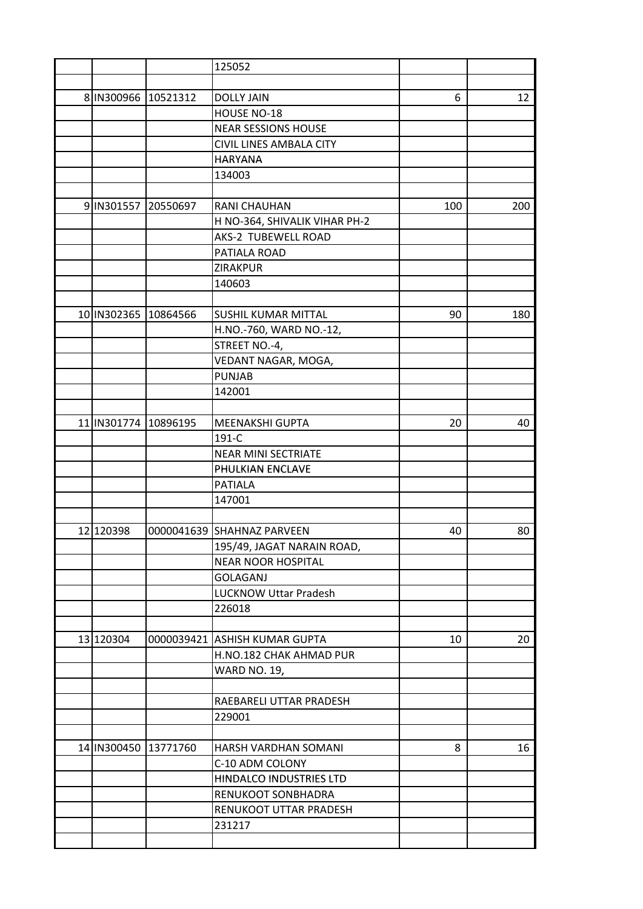| | | | | | |
|---|---|---|---|---|---|
| | | | 125052 | | |
| | | | | | |
| 8 | IN300966 | 10521312 | DOLLY JAIN | 6 | 12 |
| | | | HOUSE NO-18 | | |
| | | | NEAR SESSIONS HOUSE | | |
| | | | CIVIL LINES AMBALA CITY | | |
| | | | HARYANA | | |
| | | | 134003 | | |
| | | | | | |
| 9 | IN301557 | 20550697 | RANI CHAUHAN | 100 | 200 |
| | | | H NO-364, SHIVALIK VIHAR PH-2 | | |
| | | | AKS-2 TUBEWELL ROAD | | |
| | | | PATIALA ROAD | | |
| | | | ZIRAKPUR | | |
| | | | 140603 | | |
| | | | | | |
| 10 | IN302365 | 10864566 | SUSHIL KUMAR MITTAL | 90 | 180 |
| | | | H.NO.-760, WARD NO.-12, | | |
| | | | STREET NO.-4, | | |
| | | | VEDANT NAGAR, MOGA, | | |
| | | | PUNJAB | | |
| | | | 142001 | | |
| | | | | | |
| 11 | IN301774 | 10896195 | MEENAKSHI GUPTA | 20 | 40 |
| | | | 191-C | | |
| | | | NEAR MINI SECTRIATE | | |
| | | | PHULKIAN ENCLAVE | | |
| | | | PATIALA | | |
| | | | 147001 | | |
| | | | | | |
| 12 | 120398 | 0000041639 | SHAHNAZ PARVEEN | 40 | 80 |
| | | | 195/49, JAGAT NARAIN ROAD, | | |
| | | | NEAR NOOR HOSPITAL | | |
| | | | GOLAGANJ | | |
| | | | LUCKNOW Uttar Pradesh | | |
| | | | 226018 | | |
| | | | | | |
| 13 | 120304 | 0000039421 | ASHISH KUMAR GUPTA | 10 | 20 |
| | | | H.NO.182 CHAK AHMAD PUR | | |
| | | | WARD NO. 19, | | |
| | | | | | |
| | | | RAEBARELI UTTAR PRADESH | | |
| | | | 229001 | | |
| | | | | | |
| 14 | IN300450 | 13771760 | HARSH VARDHAN SOMANI | 8 | 16 |
| | | | C-10 ADM COLONY | | |
| | | | HINDALCO INDUSTRIES LTD | | |
| | | | RENUKOOT SONBHADRA | | |
| | | | RENUKOOT UTTAR PRADESH | | |
| | | | 231217 | | |
| | | | | | |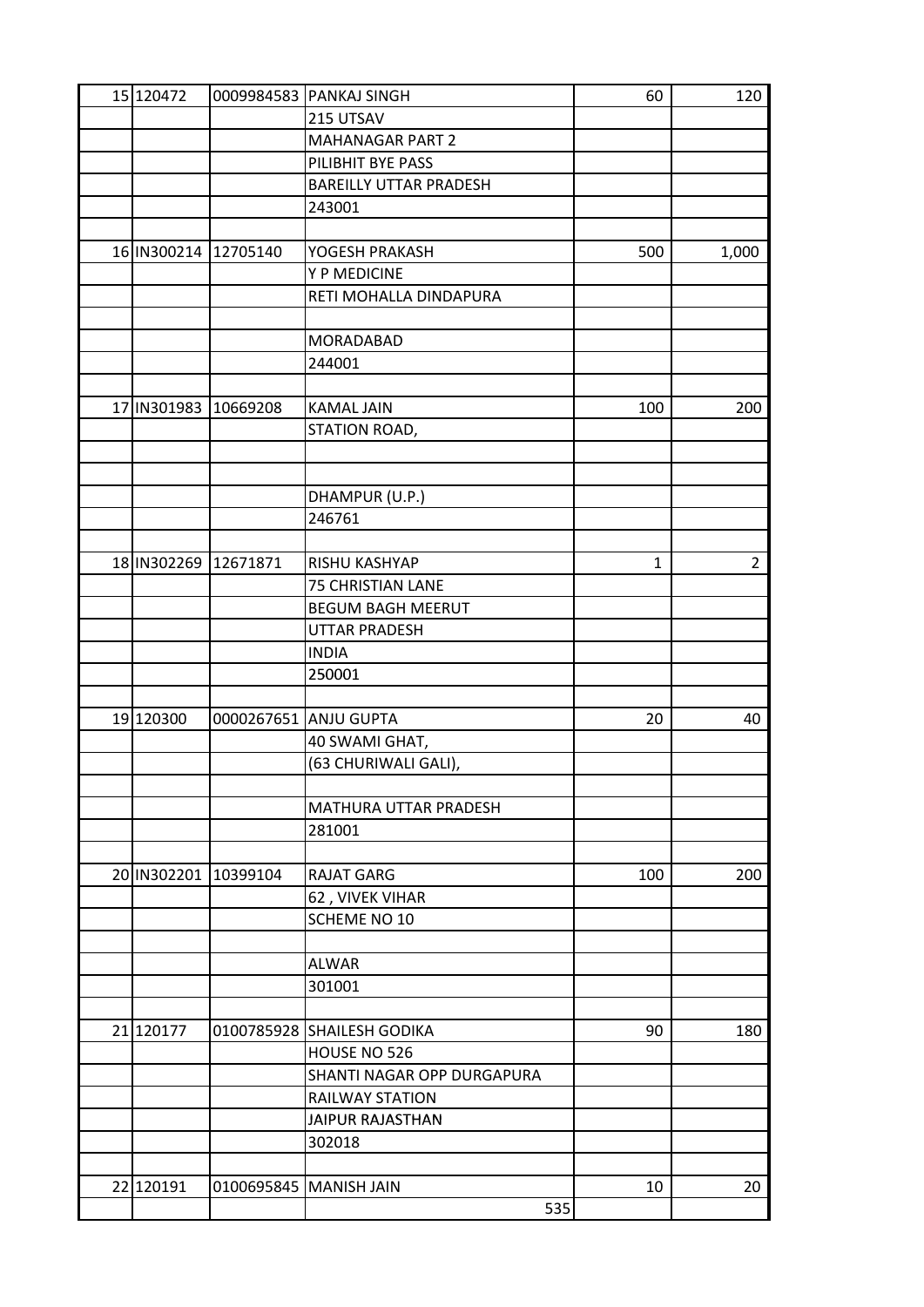| | | | | | |
|---|---|---|---|---|---|
| 15 | 120472 | 0009984583 | PANKAJ SINGH | 60 | 120 |
| | | | 215 UTSAV | | |
| | | | MAHANAGAR PART 2 | | |
| | | | PILIBHIT BYE PASS | | |
| | | | BAREILLY UTTAR PRADESH | | |
| | | | 243001 | | |
| | | | | | |
| 16 | IN300214 | 12705140 | YOGESH PRAKASH | 500 | 1,000 |
| | | | Y P MEDICINE | | |
| | | | RETI MOHALLA DINDAPURA | | |
| | | | | | |
| | | | MORADABAD | | |
| | | | 244001 | | |
| | | | | | |
| 17 | IN301983 | 10669208 | KAMAL JAIN | 100 | 200 |
| | | | STATION ROAD, | | |
| | | | | | |
| | | | | | |
| | | | DHAMPUR (U.P.) | | |
| | | | 246761 | | |
| | | | | | |
| 18 | IN302269 | 12671871 | RISHU KASHYAP | 1 | 2 |
| | | | 75 CHRISTIAN LANE | | |
| | | | BEGUM BAGH MEERUT | | |
| | | | UTTAR PRADESH | | |
| | | | INDIA | | |
| | | | 250001 | | |
| | | | | | |
| 19 | 120300 | 0000267651 | ANJU GUPTA | 20 | 40 |
| | | | 40 SWAMI GHAT, | | |
| | | | (63 CHURIWALI GALI), | | |
| | | | | | |
| | | | MATHURA UTTAR PRADESH | | |
| | | | 281001 | | |
| | | | | | |
| 20 | IN302201 | 10399104 | RAJAT GARG | 100 | 200 |
| | | | 62 , VIVEK VIHAR | | |
| | | | SCHEME NO 10 | | |
| | | | | | |
| | | | ALWAR | | |
| | | | 301001 | | |
| | | | | | |
| 21 | 120177 | 0100785928 | SHAILESH GODIKA | 90 | 180 |
| | | | HOUSE NO 526 | | |
| | | | SHANTI NAGAR OPP DURGAPURA | | |
| | | | RAILWAY STATION | | |
| | | | JAIPUR RAJASTHAN | | |
| | | | 302018 | | |
| | | | | | |
| 22 | 120191 | 0100695845 | MANISH JAIN | 10 | 20 |
| | | | 535 | | |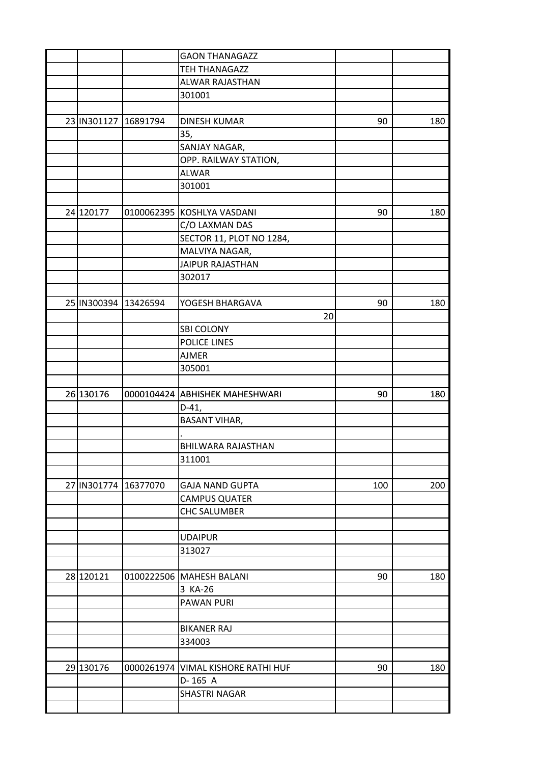| | | | | | |
|---|---|---|---|---|---|
| | | | GAON THANAGAZZ | | |
| | | | TEH THANAGAZZ | | |
| | | | ALWAR RAJASTHAN | | |
| | | | 301001 | | |
| | | | | | |
| 23 | IN301127 | 16891794 | DINESH KUMAR | 90 | 180 |
| | | | 35, | | |
| | | | SANJAY NAGAR, | | |
| | | | OPP. RAILWAY STATION, | | |
| | | | ALWAR | | |
| | | | 301001 | | |
| | | | | | |
| 24 | 120177 | 0100062395 | KOSHLYA VASDANI | 90 | 180 |
| | | | C/O LAXMAN DAS | | |
| | | | SECTOR 11, PLOT NO 1284, | | |
| | | | MALVIYA NAGAR, | | |
| | | | JAIPUR RAJASTHAN | | |
| | | | 302017 | | |
| | | | | | |
| 25 | IN300394 | 13426594 | YOGESH BHARGAVA | 90 | 180 |
| | | | 20 | | |
| | | | SBI COLONY | | |
| | | | POLICE LINES | | |
| | | | AJMER | | |
| | | | 305001 | | |
| | | | | | |
| 26 | 130176 | 0000104424 | ABHISHEK MAHESHWARI | 90 | 180 |
| | | | D-41, | | |
| | | | BASANT VIHAR, | | |
| | | | . | | |
| | | | BHILWARA RAJASTHAN | | |
| | | | 311001 | | |
| | | | | | |
| 27 | IN301774 | 16377070 | GAJA NAND GUPTA | 100 | 200 |
| | | | CAMPUS QUATER | | |
| | | | CHC SALUMBER | | |
| | | | | | |
| | | | UDAIPUR | | |
| | | | 313027 | | |
| | | | | | |
| 28 | 120121 | 0100222506 | MAHESH BALANI | 90 | 180 |
| | | | 3 KA-26 | | |
| | | | PAWAN PURI | | |
| | | | | | |
| | | | BIKANER RAJ | | |
| | | | 334003 | | |
| | | | | | |
| 29 | 130176 | 0000261974 | VIMAL KISHORE RATHI HUF | 90 | 180 |
| | | | D- 165 A | | |
| | | | SHASTRI NAGAR | | |
| | | | | | |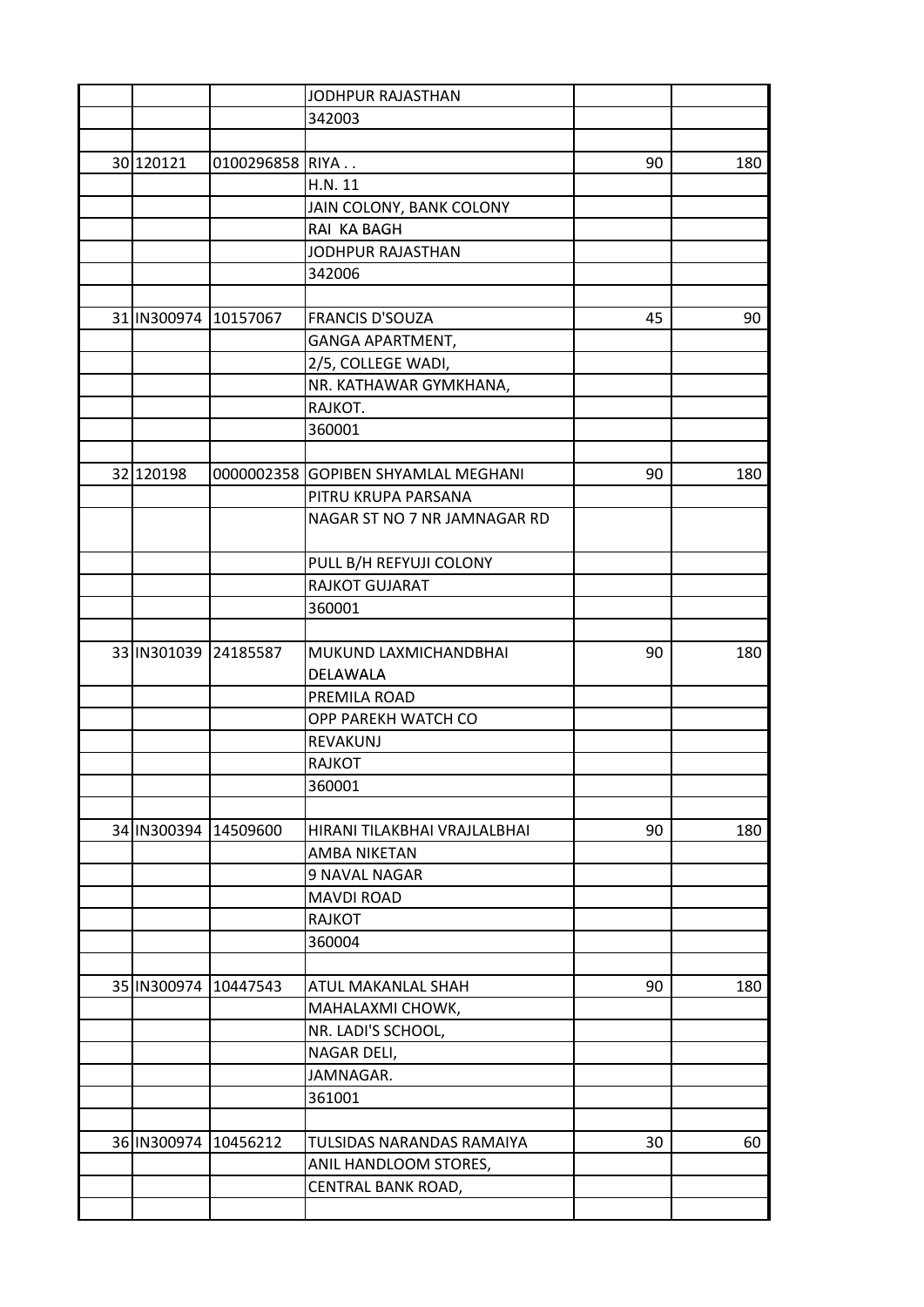| | | | | | |
|---|---|---|---|---|---|
| | | | JODHPUR RAJASTHAN | | |
| | | | 342003 | | |
| | | | | | |
| 30 | 120121 | 0100296858 | RIYA . . | 90 | 180 |
| | | | H.N. 11 | | |
| | | | JAIN COLONY, BANK COLONY | | |
| | | | RAI KA BAGH | | |
| | | | JODHPUR RAJASTHAN | | |
| | | | 342006 | | |
| | | | | | |
| 31 | IN300974 | 10157067 | FRANCIS D'SOUZA | 45 | 90 |
| | | | GANGA APARTMENT, | | |
| | | | 2/5, COLLEGE WADI, | | |
| | | | NR. KATHAWAR GYMKHANA, | | |
| | | | RAJKOT. | | |
| | | | 360001 | | |
| | | | | | |
| 32 | 120198 | 0000002358 | GOPIBEN SHYAMLAL MEGHANI | 90 | 180 |
| | | | PITRU KRUPA PARSANA | | |
| | | | NAGAR ST NO 7 NR JAMNAGAR RD | | |
| | | | PULL B/H REFYUJI COLONY | | |
| | | | RAJKOT GUJARAT | | |
| | | | 360001 | | |
| | | | | | |
| 33 | IN301039 | 24185587 | MUKUND LAXMICHANDBHAI DELAWALA | 90 | 180 |
| | | | PREMILA ROAD | | |
| | | | OPP PAREKH WATCH CO | | |
| | | | REVAKUNJ | | |
| | | | RAJKOT | | |
| | | | 360001 | | |
| | | | | | |
| 34 | IN300394 | 14509600 | HIRANI TILAKBHAI VRAJLALBHAI | 90 | 180 |
| | | | AMBA NIKETAN | | |
| | | | 9 NAVAL NAGAR | | |
| | | | MAVDI ROAD | | |
| | | | RAJKOT | | |
| | | | 360004 | | |
| | | | | | |
| 35 | IN300974 | 10447543 | ATUL MAKANLAL SHAH | 90 | 180 |
| | | | MAHALAXMI CHOWK, | | |
| | | | NR. LADI'S SCHOOL, | | |
| | | | NAGAR DELI, | | |
| | | | JAMNAGAR. | | |
| | | | 361001 | | |
| | | | | | |
| 36 | IN300974 | 10456212 | TULSIDAS NARANDAS RAMAIYA | 30 | 60 |
| | | | ANIL HANDLOOM STORES, | | |
| | | | CENTRAL BANK ROAD, | | |
| | | | | | |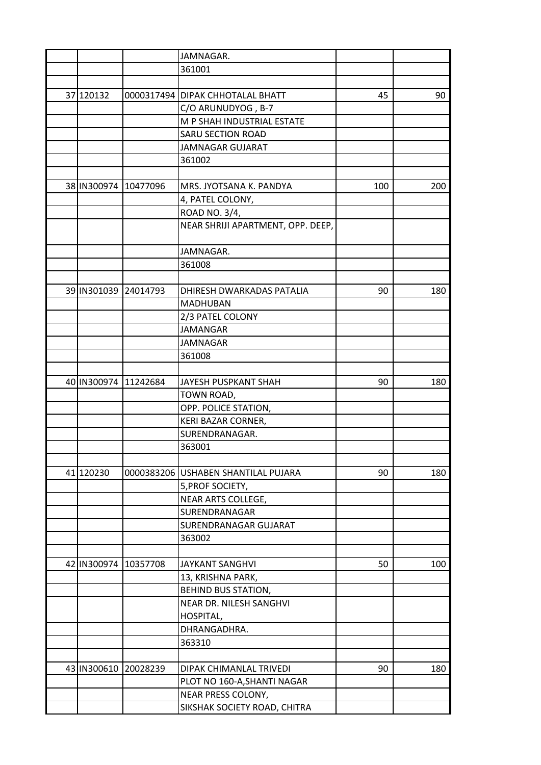| | | | | | |
|---|---|---|---|---|---|
| | | | JAMNAGAR. | | |
| | | | 361001 | | |
| | | | | | |
| 37 | 120132 | 0000317494 | DIPAK CHHOTALAL BHATT | 45 | 90 |
| | | | C/O ARUNUDYOG , B-7 | | |
| | | | M P SHAH INDUSTRIAL ESTATE | | |
| | | | SARU SECTION ROAD | | |
| | | | JAMNAGAR GUJARAT | | |
| | | | 361002 | | |
| | | | | | |
| 38 | IN300974 | 10477096 | MRS. JYOTSANA K. PANDYA | 100 | 200 |
| | | | 4, PATEL COLONY, | | |
| | | | ROAD NO. 3/4, | | |
| | | | NEAR SHRIJI APARTMENT, OPP. DEEP, | | |
| | | | JAMNAGAR. | | |
| | | | 361008 | | |
| | | | | | |
| 39 | IN301039 | 24014793 | DHIRESH DWARKADAS PATALIA | 90 | 180 |
| | | | MADHUBAN | | |
| | | | 2/3 PATEL COLONY | | |
| | | | JAMANGAR | | |
| | | | JAMNAGAR | | |
| | | | 361008 | | |
| | | | | | |
| 40 | IN300974 | 11242684 | JAYESH PUSPKANT SHAH | 90 | 180 |
| | | | TOWN ROAD, | | |
| | | | OPP. POLICE STATION, | | |
| | | | KERI BAZAR CORNER, | | |
| | | | SURENDRANAGAR. | | |
| | | | 363001 | | |
| | | | | | |
| 41 | 120230 | 0000383206 | USHABEN SHANTILAL PUJARA | 90 | 180 |
| | | | 5,PROF SOCIETY, | | |
| | | | NEAR ARTS COLLEGE, | | |
| | | | SURENDRANAGAR | | |
| | | | SURENDRANAGAR GUJARAT | | |
| | | | 363002 | | |
| | | | | | |
| 42 | IN300974 | 10357708 | JAYKANT SANGHVI | 50 | 100 |
| | | | 13, KRISHNA PARK, | | |
| | | | BEHIND BUS STATION, | | |
| | | | NEAR DR. NILESH SANGHVI HOSPITAL, | | |
| | | | DHRANGADHRA. | | |
| | | | 363310 | | |
| | | | | | |
| 43 | IN300610 | 20028239 | DIPAK CHIMANLAL TRIVEDI | 90 | 180 |
| | | | PLOT NO 160-A,SHANTI NAGAR | | |
| | | | NEAR PRESS COLONY, | | |
| | | | SIKSHAK SOCIETY ROAD, CHITRA | | |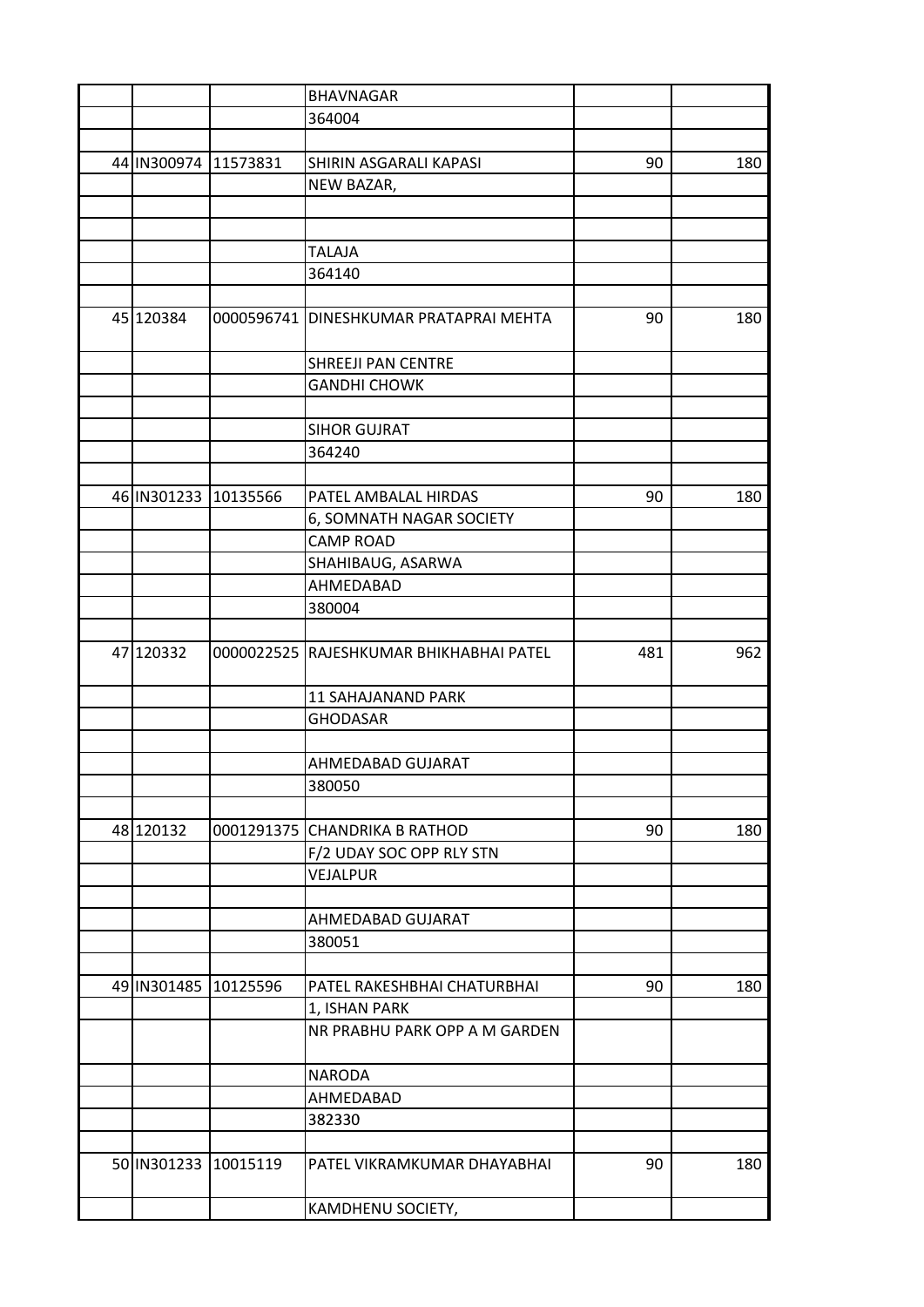| | | | | | |
|---|---|---|---|---|---|
| | | | BHAVNAGAR | | |
| | | | 364004 | | |
| | | | | | |
| 44 | IN300974 | 11573831 | SHIRIN ASGARALI KAPASI | 90 | 180 |
| | | | NEW BAZAR, | | |
| | | | | | |
| | | | | | |
| | | | TALAJA | | |
| | | | 364140 | | |
| | | | | | |
| 45 | 120384 | 0000596741 | DINESHKUMAR PRATAPRAI MEHTA | 90 | 180 |
| | | | SHREEJI PAN CENTRE | | |
| | | | GANDHI CHOWK | | |
| | | | | | |
| | | | SIHOR GUJRAT | | |
| | | | 364240 | | |
| | | | | | |
| 46 | IN301233 | 10135566 | PATEL AMBALAL HIRDAS | 90 | 180 |
| | | | 6, SOMNATH NAGAR SOCIETY | | |
| | | | CAMP ROAD | | |
| | | | SHAHIBAUG, ASARWA | | |
| | | | AHMEDABAD | | |
| | | | 380004 | | |
| | | | | | |
| 47 | 120332 | 0000022525 | RAJESHKUMAR BHIKHABHAI PATEL | 481 | 962 |
| | | | 11 SAHAJANAND PARK | | |
| | | | GHODASAR | | |
| | | | | | |
| | | | AHMEDABAD GUJARAT | | |
| | | | 380050 | | |
| | | | | | |
| 48 | 120132 | 0001291375 | CHANDRIKA B RATHOD | 90 | 180 |
| | | | F/2 UDAY SOC OPP RLY STN | | |
| | | | VEJALPUR | | |
| | | | | | |
| | | | AHMEDABAD GUJARAT | | |
| | | | 380051 | | |
| | | | | | |
| 49 | IN301485 | 10125596 | PATEL RAKESHBHAI CHATURBHAI | 90 | 180 |
| | | | 1, ISHAN PARK | | |
| | | | NR PRABHU PARK OPP A M GARDEN | | |
| | | | NARODA | | |
| | | | AHMEDABAD | | |
| | | | 382330 | | |
| | | | | | |
| 50 | IN301233 | 10015119 | PATEL VIKRAMKUMAR DHAYABHAI | 90 | 180 |
| | | | KAMDHENU SOCIETY, | | |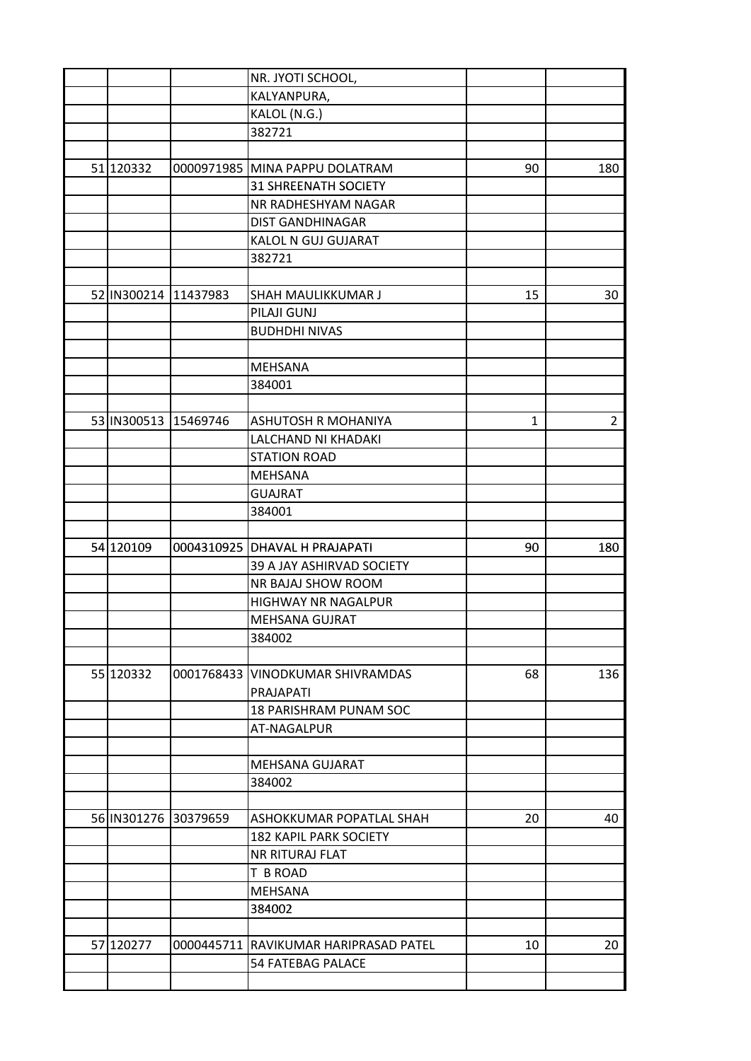| | | | | | |
|---|---|---|---|---|---|
| | | | NR. JYOTI SCHOOL, | | |
| | | | KALYANPURA, | | |
| | | | KALOL (N.G.) | | |
| | | | 382721 | | |
| | | | | | |
| 51 | 120332 | 0000971985 | MINA PAPPU DOLATRAM | 90 | 180 |
| | | | 31 SHREENATH SOCIETY | | |
| | | | NR RADHESHYAM NAGAR | | |
| | | | DIST GANDHINAGAR | | |
| | | | KALOL N GUJ GUJARAT | | |
| | | | 382721 | | |
| | | | | | |
| 52 | IN300214 | 11437983 | SHAH MAULIKKUMAR J | 15 | 30 |
| | | | PILAJI GUNJ | | |
| | | | BUDHDHI NIVAS | | |
| | | | | | |
| | | | MEHSANA | | |
| | | | 384001 | | |
| | | | | | |
| 53 | IN300513 | 15469746 | ASHUTOSH R MOHANIYA | 1 | 2 |
| | | | LALCHAND NI KHADAKI | | |
| | | | STATION ROAD | | |
| | | | MEHSANA | | |
| | | | GUAJRAT | | |
| | | | 384001 | | |
| | | | | | |
| 54 | 120109 | 0004310925 | DHAVAL H PRAJAPATI | 90 | 180 |
| | | | 39 A JAY ASHIRVAD SOCIETY | | |
| | | | NR BAJAJ SHOW ROOM | | |
| | | | HIGHWAY NR NAGALPUR | | |
| | | | MEHSANA GUJRAT | | |
| | | | 384002 | | |
| | | | | | |
| 55 | 120332 | 0001768433 | VINODKUMAR SHIVRAMDAS PRAJAPATI | 68 | 136 |
| | | | 18 PARISHRAM PUNAM SOC | | |
| | | | AT-NAGALPUR | | |
| | | | | | |
| | | | MEHSANA GUJARAT | | |
| | | | 384002 | | |
| | | | | | |
| 56 | IN301276 | 30379659 | ASHOKKUMAR POPATLAL SHAH | 20 | 40 |
| | | | 182 KAPIL PARK SOCIETY | | |
| | | | NR RITURAJ FLAT | | |
| | | | T B ROAD | | |
| | | | MEHSANA | | |
| | | | 384002 | | |
| | | | | | |
| 57 | 120277 | 0000445711 | RAVIKUMAR HARIPRASAD PATEL | 10 | 20 |
| | | | 54 FATEBAG PALACE | | |
| | | | | | |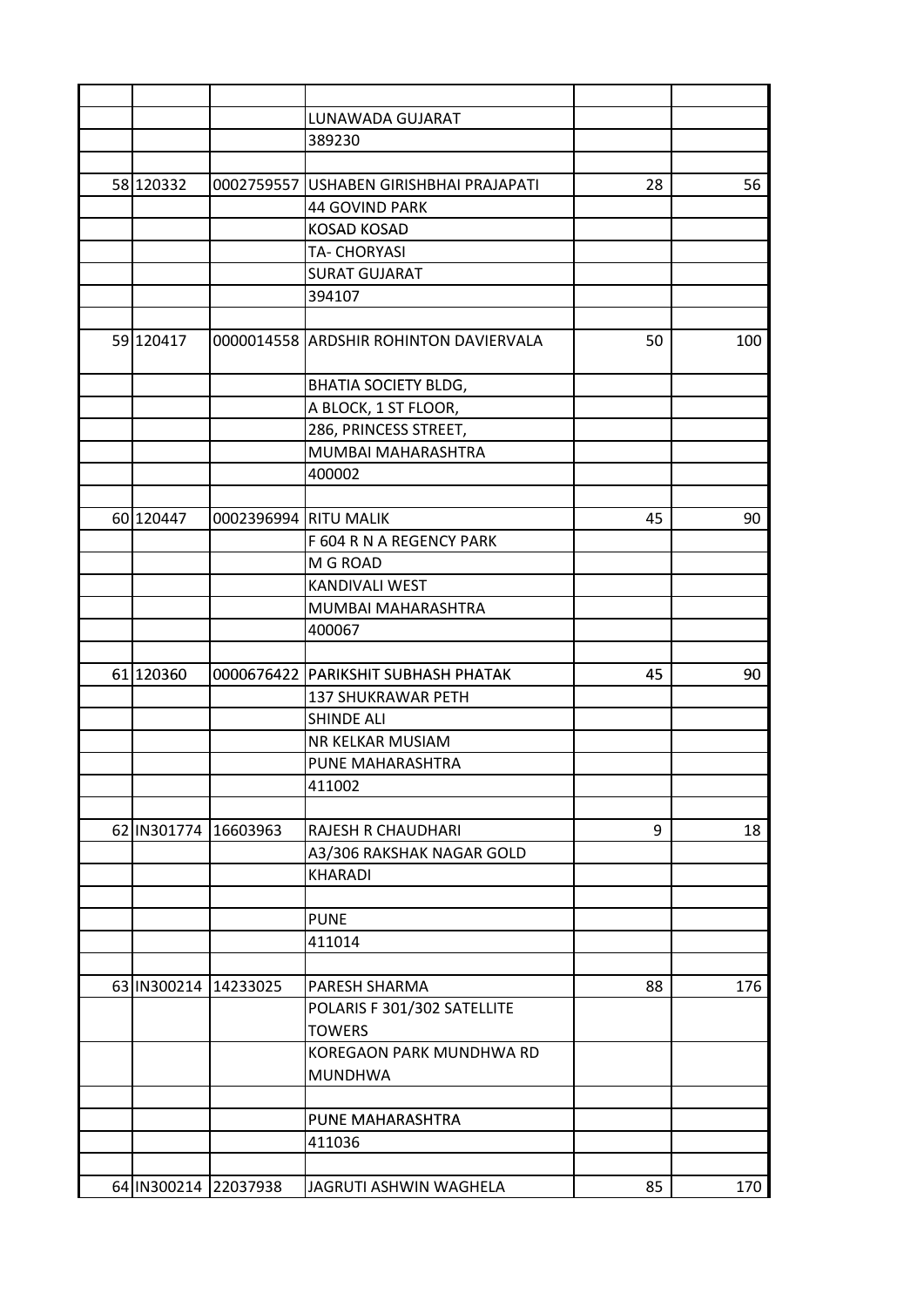| | | | | | |
|---|---|---|---|---|---|
| | | | LUNAWADA GUJARAT | | |
| | | | 389230 | | |
| | | | | | |
| 58 | 120332 | 0002759557 | USHABEN GIRISHBHAI PRAJAPATI | 28 | 56 |
| | | | 44 GOVIND PARK | | |
| | | | KOSAD KOSAD | | |
| | | | TA- CHORYASI | | |
| | | | SURAT GUJARAT | | |
| | | | 394107 | | |
| | | | | | |
| 59 | 120417 | 0000014558 | ARDSHIR ROHINTON DAVIERVALA | 50 | 100 |
| | | | BHATIA SOCIETY BLDG, | | |
| | | | A BLOCK, 1 ST FLOOR, | | |
| | | | 286, PRINCESS STREET, | | |
| | | | MUMBAI MAHARASHTRA | | |
| | | | 400002 | | |
| | | | | | |
| 60 | 120447 | 0002396994 | RITU MALIK | 45 | 90 |
| | | | F 604 R N A REGENCY PARK | | |
| | | | M G ROAD | | |
| | | | KANDIVALI WEST | | |
| | | | MUMBAI MAHARASHTRA | | |
| | | | 400067 | | |
| | | | | | |
| 61 | 120360 | 0000676422 | PARIKSHIT SUBHASH PHATAK | 45 | 90 |
| | | | 137 SHUKRAWAR PETH | | |
| | | | SHINDE ALI | | |
| | | | NR KELKAR MUSIAM | | |
| | | | PUNE MAHARASHTRA | | |
| | | | 411002 | | |
| | | | | | |
| 62 | IN301774 | 16603963 | RAJESH R CHAUDHARI | 9 | 18 |
| | | | A3/306 RAKSHAK NAGAR GOLD | | |
| | | | KHARADI | | |
| | | | | | |
| | | | PUNE | | |
| | | | 411014 | | |
| | | | | | |
| 63 | IN300214 | 14233025 | PARESH SHARMA | 88 | 176 |
| | | | POLARIS F 301/302 SATELLITE TOWERS | | |
| | | | KOREGAON PARK MUNDHWA RD MUNDHWA | | |
| | | | | | |
| | | | PUNE MAHARASHTRA | | |
| | | | 411036 | | |
| | | | | | |
| 64 | IN300214 | 22037938 | JAGRUTI ASHWIN WAGHELA | 85 | 170 |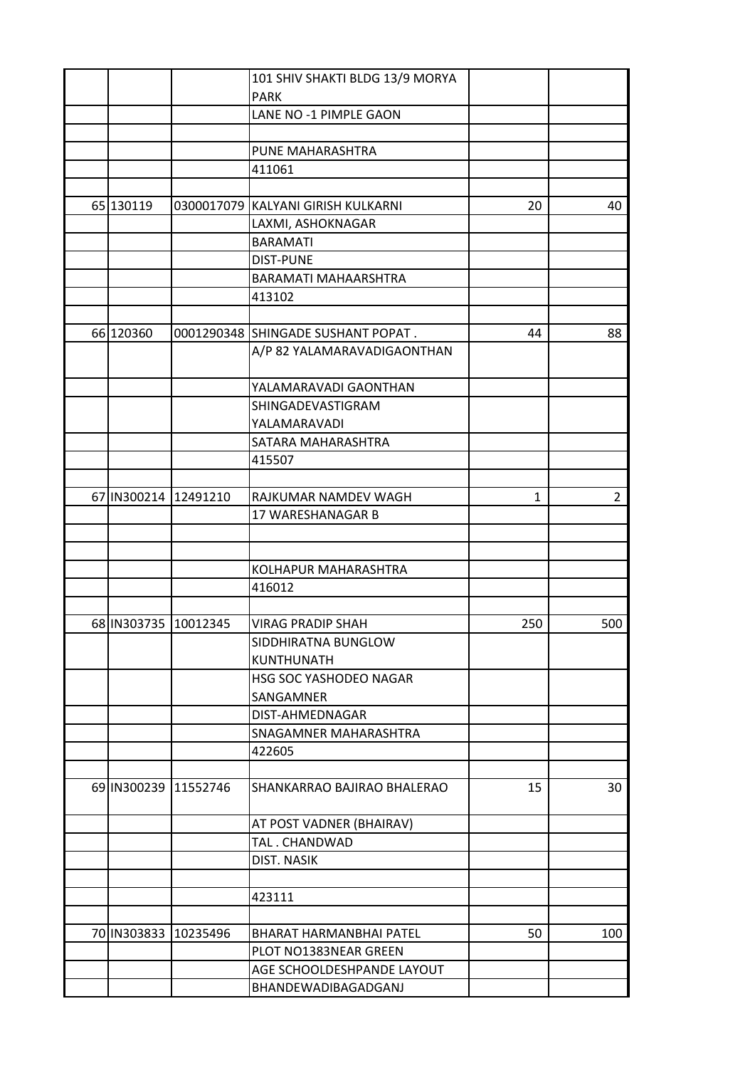| | | | | | |
|---|---|---|---|---|---|
| | | | 101 SHIV SHAKTI BLDG 13/9 MORYA PARK | | |
| | | | LANE NO -1 PIMPLE GAON | | |
| | | | | | |
| | | | PUNE MAHARASHTRA | | |
| | | | 411061 | | |
| | | | | | |
| 65 | 130119 | 0300017079 | KALYANI GIRISH KULKARNI | 20 | 40 |
| | | | LAXMI, ASHOKNAGAR | | |
| | | | BARAMATI | | |
| | | | DIST-PUNE | | |
| | | | BARAMATI MAHAARSHTRA | | |
| | | | 413102 | | |
| | | | | | |
| 66 | 120360 | 0001290348 | SHINGADE SUSHANT POPAT . | 44 | 88 |
| | | | A/P 82 YALAMARAVADIGAONTHAN | | |
| | | | YALAMARAVADI GAONTHAN | | |
| | | | SHINGADEVASTIGRAM YALAMARAVADI | | |
| | | | SATARA MAHARASHTRA | | |
| | | | 415507 | | |
| | | | | | |
| 67 | IN300214 | 12491210 | RAJKUMAR NAMDEV WAGH | 1 | 2 |
| | | | 17 WARESHANAGAR B | | |
| | | | | | |
| | | | | | |
| | | | KOLHAPUR MAHARASHTRA | | |
| | | | 416012 | | |
| | | | | | |
| 68 | IN303735 | 10012345 | VIRAG PRADIP SHAH | 250 | 500 |
| | | | SIDDHIRATNA BUNGLOW KUNTHUNATH | | |
| | | | HSG SOC YASHODEO NAGAR SANGAMNER | | |
| | | | DIST-AHMEDNAGAR | | |
| | | | SNAGAMNER MAHARASHTRA | | |
| | | | 422605 | | |
| | | | | | |
| 69 | IN300239 | 11552746 | SHANKARRAO BAJIRAO BHALERAO | 15 | 30 |
| | | | AT POST VADNER (BHAIRAV) | | |
| | | | TAL . CHANDWAD | | |
| | | | DIST. NASIK | | |
| | | | | | |
| | | | 423111 | | |
| | | | | | |
| 70 | IN303833 | 10235496 | BHARAT HARMANBHAI PATEL | 50 | 100 |
| | | | PLOT NO1383NEAR GREEN | | |
| | | | AGE SCHOOLDESHPANDE LAYOUT | | |
| | | | BHANDEWADIBAGADGANJ | | |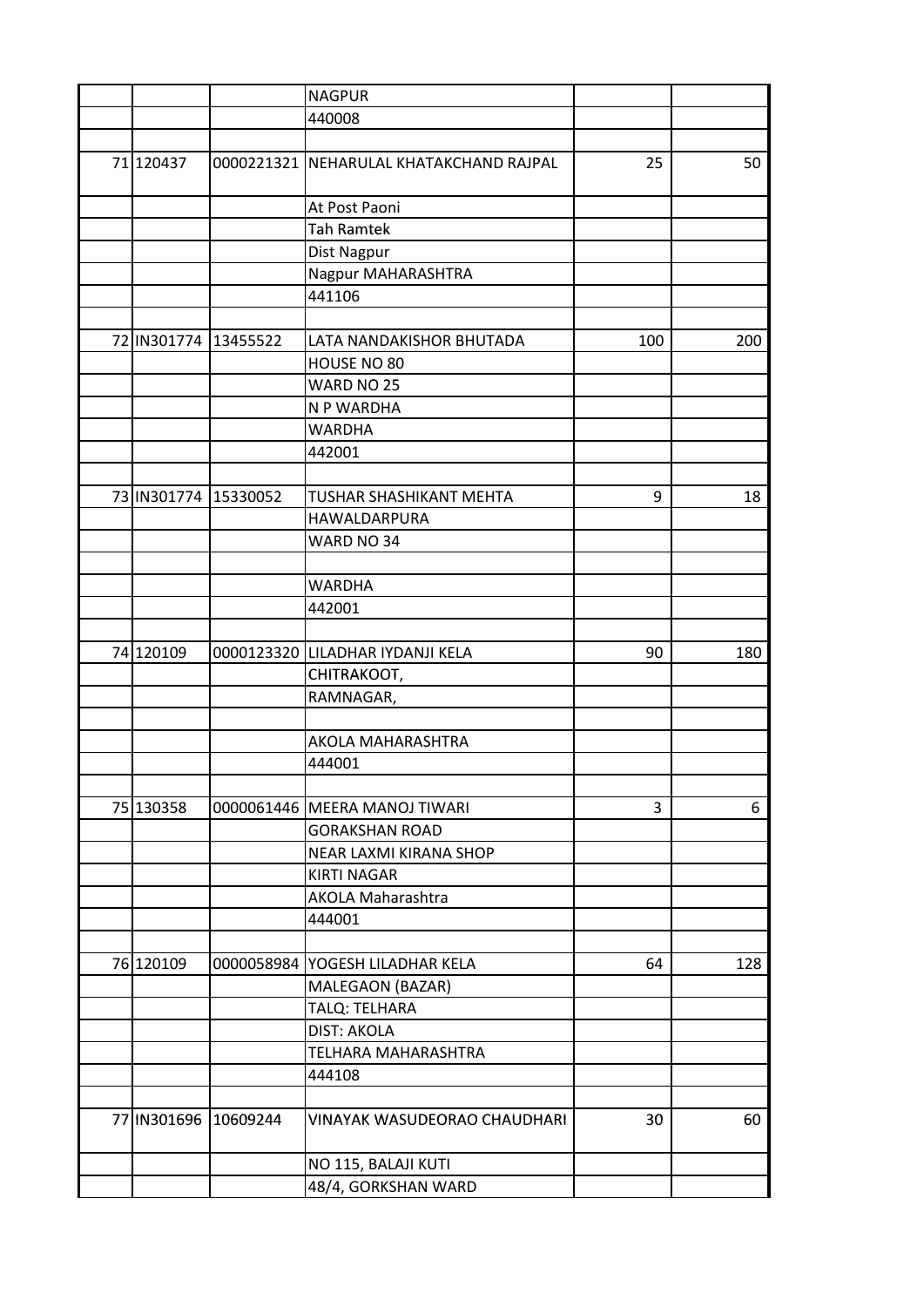| | | | | | |
|---|---|---|---|---|---|
| | | | NAGPUR | | |
| | | | 440008 | | |
| | | | | | |
| 71 | 120437 | 0000221321 | NEHARULAL KHATAKCHAND RAJPAL | 25 | 50 |
| | | | At Post Paoni | | |
| | | | Tah Ramtek | | |
| | | | Dist Nagpur | | |
| | | | Nagpur MAHARASHTRA | | |
| | | | 441106 | | |
| | | | | | |
| 72 | IN301774 | 13455522 | LATA NANDAKISHOR BHUTADA | 100 | 200 |
| | | | HOUSE NO 80 | | |
| | | | WARD NO 25 | | |
| | | | N P WARDHA | | |
| | | | WARDHA | | |
| | | | 442001 | | |
| | | | | | |
| 73 | IN301774 | 15330052 | TUSHAR SHASHIKANT MEHTA | 9 | 18 |
| | | | HAWALDARPURA | | |
| | | | WARD NO 34 | | |
| | | | | | |
| | | | WARDHA | | |
| | | | 442001 | | |
| | | | | | |
| 74 | 120109 | 0000123320 | LILADHAR IYDANJI KELA | 90 | 180 |
| | | | CHITRAKOOT, | | |
| | | | RAMNAGAR, | | |
| | | | | | |
| | | | AKOLA MAHARASHTRA | | |
| | | | 444001 | | |
| | | | | | |
| 75 | 130358 | 0000061446 | MEERA MANOJ TIWARI | 3 | 6 |
| | | | GORAKSHAN ROAD | | |
| | | | NEAR LAXMI KIRANA SHOP | | |
| | | | KIRTI NAGAR | | |
| | | | AKOLA Maharashtra | | |
| | | | 444001 | | |
| | | | | | |
| 76 | 120109 | 0000058984 | YOGESH LILADHAR KELA | 64 | 128 |
| | | | MALEGAON (BAZAR) | | |
| | | | TALQ: TELHARA | | |
| | | | DIST: AKOLA | | |
| | | | TELHARA MAHARASHTRA | | |
| | | | 444108 | | |
| | | | | | |
| 77 | IN301696 | 10609244 | VINAYAK WASUDEORAO CHAUDHARI | 30 | 60 |
| | | | NO 115, BALAJI KUTI | | |
| | | | 48/4, GORKSHAN WARD | | |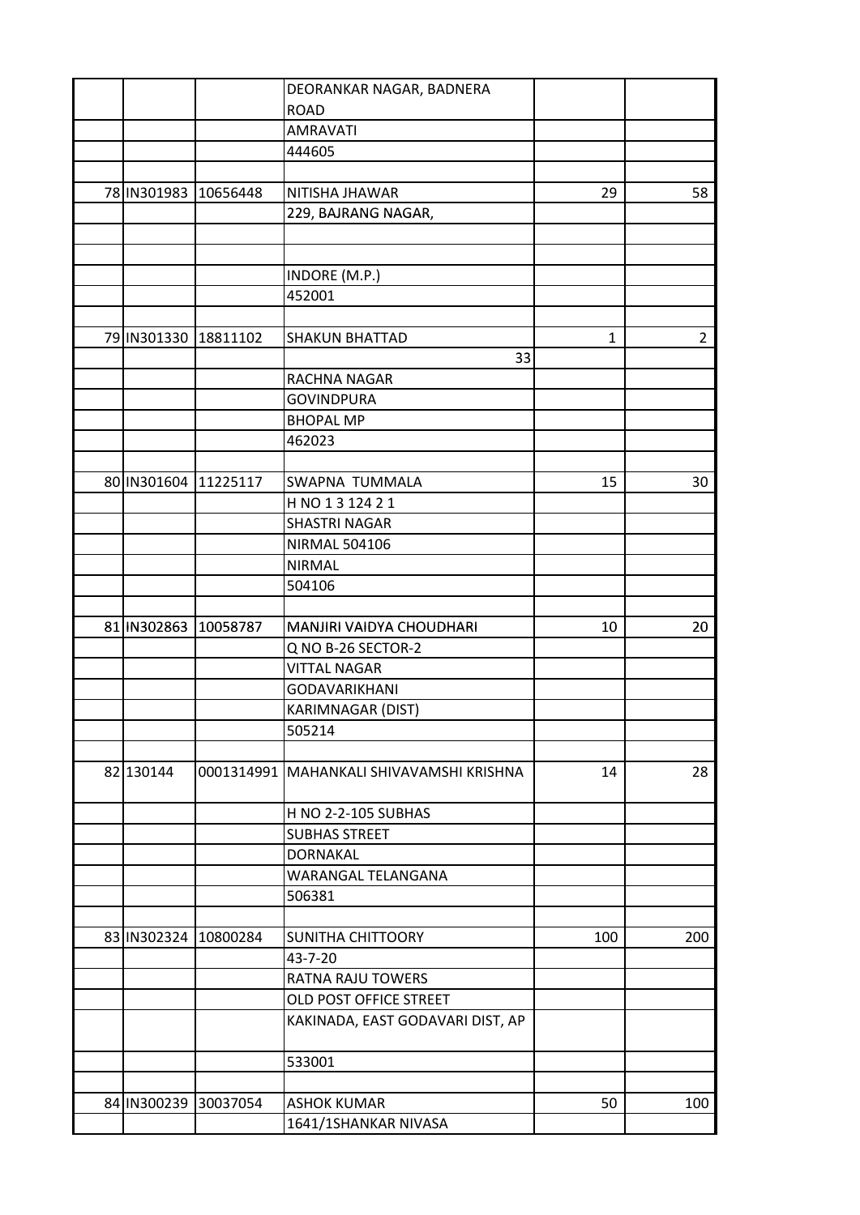| | | | | | |
|---|---|---|---|---|---|
| | | | DEORANKAR NAGAR, BADNERA ROAD | | |
| | | | AMRAVATI | | |
| | | | 444605 | | |
| | | | | | |
| 78 | IN301983 | 10656448 | NITISHA JHAWAR | 29 | 58 |
| | | | 229, BAJRANG NAGAR, | | |
| | | | | | |
| | | | | | |
| | | | INDORE (M.P.) | | |
| | | | 452001 | | |
| | | | | | |
| 79 | IN301330 | 18811102 | SHAKUN BHATTAD | 1 | 2 |
| | | | 33 | | |
| | | | RACHNA NAGAR | | |
| | | | GOVINDPURA | | |
| | | | BHOPAL MP | | |
| | | | 462023 | | |
| | | | | | |
| 80 | IN301604 | 11225117 | SWAPNA TUMMALA | 15 | 30 |
| | | | H NO 1 3 124 2 1 | | |
| | | | SHASTRI NAGAR | | |
| | | | NIRMAL 504106 | | |
| | | | NIRMAL | | |
| | | | 504106 | | |
| | | | | | |
| 81 | IN302863 | 10058787 | MANJIRI VAIDYA CHOUDHARI | 10 | 20 |
| | | | Q NO B-26 SECTOR-2 | | |
| | | | VITTAL NAGAR | | |
| | | | GODAVARIKHANI | | |
| | | | KARIMNAGAR (DIST) | | |
| | | | 505214 | | |
| | | | | | |
| 82 | 130144 | 0001314991 | MAHANKALI SHIVAVAMSHI KRISHNA | 14 | 28 |
| | | | H NO 2-2-105 SUBHAS | | |
| | | | SUBHAS STREET | | |
| | | | DORNAKAL | | |
| | | | WARANGAL TELANGANA | | |
| | | | 506381 | | |
| | | | | | |
| 83 | IN302324 | 10800284 | SUNITHA CHITTOORY | 100 | 200 |
| | | | 43-7-20 | | |
| | | | RATNA RAJU TOWERS | | |
| | | | OLD POST OFFICE STREET | | |
| | | | KAKINADA, EAST GODAVARI DIST, AP | | |
| | | | 533001 | | |
| | | | | | |
| 84 | IN300239 | 30037054 | ASHOK KUMAR | 50 | 100 |
| | | | 1641/1SHANKAR NIVASA | | |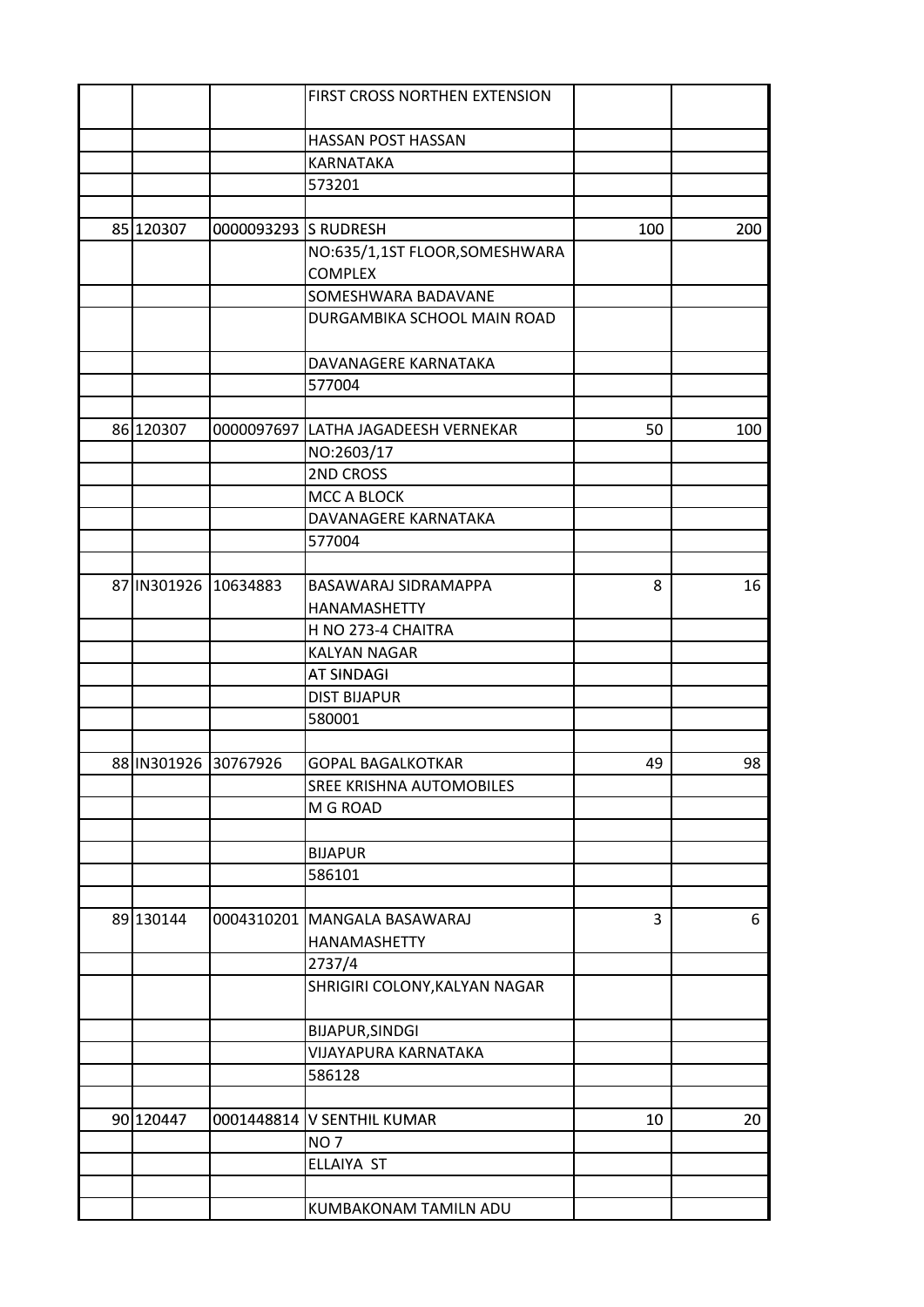| | | | | | |
|---|---|---|---|---|---|
| | | | FIRST CROSS NORTHEN EXTENSION | | |
| | | | HASSAN POST HASSAN | | |
| | | | KARNATAKA | | |
| | | | 573201 | | |
| | | | | | |
| 85 | 120307 | 0000093293 | S RUDRESH | 100 | 200 |
| | | | NO:635/1,1ST FLOOR,SOMESHWARA COMPLEX | | |
| | | | SOMESHWARA BADAVANE | | |
| | | | DURGAMBIKA SCHOOL MAIN ROAD | | |
| | | | DAVANAGERE KARNATAKA | | |
| | | | 577004 | | |
| | | | | | |
| 86 | 120307 | 0000097697 | LATHA JAGADEESH VERNEKAR | 50 | 100 |
| | | | NO:2603/17 | | |
| | | | 2ND CROSS | | |
| | | | MCC A BLOCK | | |
| | | | DAVANAGERE KARNATAKA | | |
| | | | 577004 | | |
| | | | | | |
| 87 | IN301926 | 10634883 | BASAWARAJ SIDRAMAPPA HANAMASHETTY | 8 | 16 |
| | | | H NO 273-4 CHAITRA | | |
| | | | KALYAN NAGAR | | |
| | | | AT SINDAGI | | |
| | | | DIST BIJAPUR | | |
| | | | 580001 | | |
| | | | | | |
| 88 | IN301926 | 30767926 | GOPAL BAGALKOTKAR | 49 | 98 |
| | | | SREE KRISHNA AUTOMOBILES | | |
| | | | M G ROAD | | |
| | | | | | |
| | | | BIJAPUR | | |
| | | | 586101 | | |
| | | | | | |
| 89 | 130144 | 0004310201 | MANGALA BASAWARAJ HANAMASHETTY | 3 | 6 |
| | | | 2737/4 | | |
| | | | SHRIGIRI COLONY,KALYAN NAGAR | | |
| | | | BIJAPUR,SINDGI | | |
| | | | VIJAYAPURA KARNATAKA | | |
| | | | 586128 | | |
| | | | | | |
| 90 | 120447 | 0001448814 | V SENTHIL KUMAR | 10 | 20 |
| | | | NO 7 | | |
| | | | ELLAIYA ST | | |
| | | | | | |
| | | | KUMBAKONAM TAMILN ADU | | |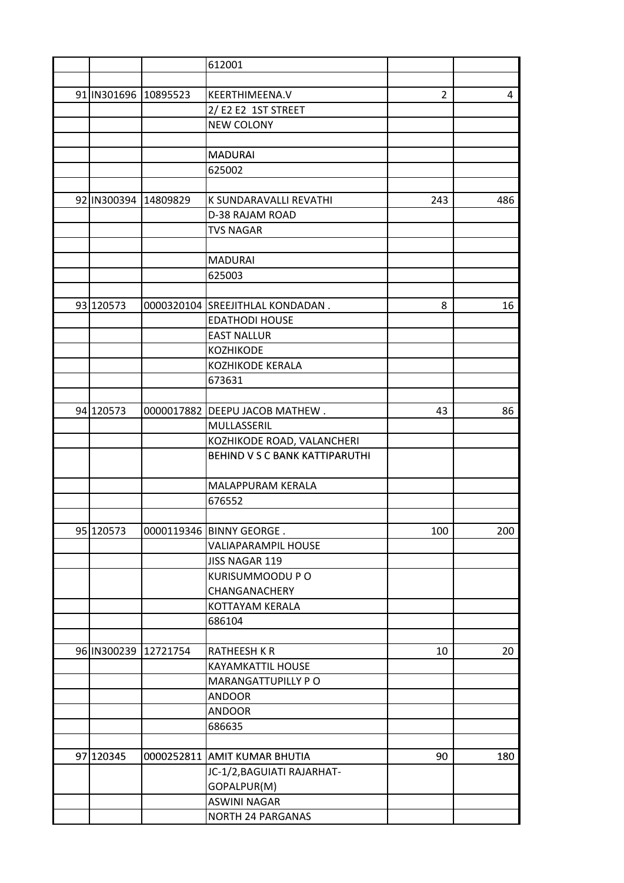| | | | | | |
|---|---|---|---|---|---|
| | | | 612001 | | |
| | | | | | |
| 91 | IN301696 | 10895523 | KEERTHIMEENA.V | 2 | 4 |
| | | | 2/ E2 E2 1ST STREET | | |
| | | | NEW COLONY | | |
| | | | | | |
| | | | MADURAI | | |
| | | | 625002 | | |
| | | | | | |
| 92 | IN300394 | 14809829 | K SUNDARAVALLI REVATHI | 243 | 486 |
| | | | D-38 RAJAM ROAD | | |
| | | | TVS NAGAR | | |
| | | | | | |
| | | | MADURAI | | |
| | | | 625003 | | |
| | | | | | |
| 93 | 120573 | 0000320104 | SREEJITHLAL KONDADAN . | 8 | 16 |
| | | | EDATHODI HOUSE | | |
| | | | EAST NALLUR | | |
| | | | KOZHIKODE | | |
| | | | KOZHIKODE KERALA | | |
| | | | 673631 | | |
| | | | | | |
| 94 | 120573 | 0000017882 | DEEPU JACOB MATHEW . | 43 | 86 |
| | | | MULLASSERIL | | |
| | | | KOZHIKODE ROAD, VALANCHERI | | |
| | | | BEHIND V S C BANK KATTIPARUTHI | | |
| | | | MALAPPURAM KERALA | | |
| | | | 676552 | | |
| | | | | | |
| 95 | 120573 | 0000119346 | BINNY GEORGE . | 100 | 200 |
| | | | VALIAPARAMPIL HOUSE | | |
| | | | JISS NAGAR 119 | | |
| | | | KURISUMMOODU P O | | |
| | | | CHANGANACHERY | | |
| | | | KOTTAYAM KERALA | | |
| | | | 686104 | | |
| | | | | | |
| 96 | IN300239 | 12721754 | RATHEESH K R | 10 | 20 |
| | | | KAYAMKATTIL HOUSE | | |
| | | | MARANGATTUPILLY P O | | |
| | | | ANDOOR | | |
| | | | ANDOOR | | |
| | | | 686635 | | |
| | | | | | |
| 97 | 120345 | 0000252811 | AMIT KUMAR BHUTIA | 90 | 180 |
| | | | JC-1/2,BAGUIATI RAJARHAT-GOPALPUR(M) | | |
| | | | ASWINI NAGAR | | |
| | | | NORTH 24 PARGANAS | | |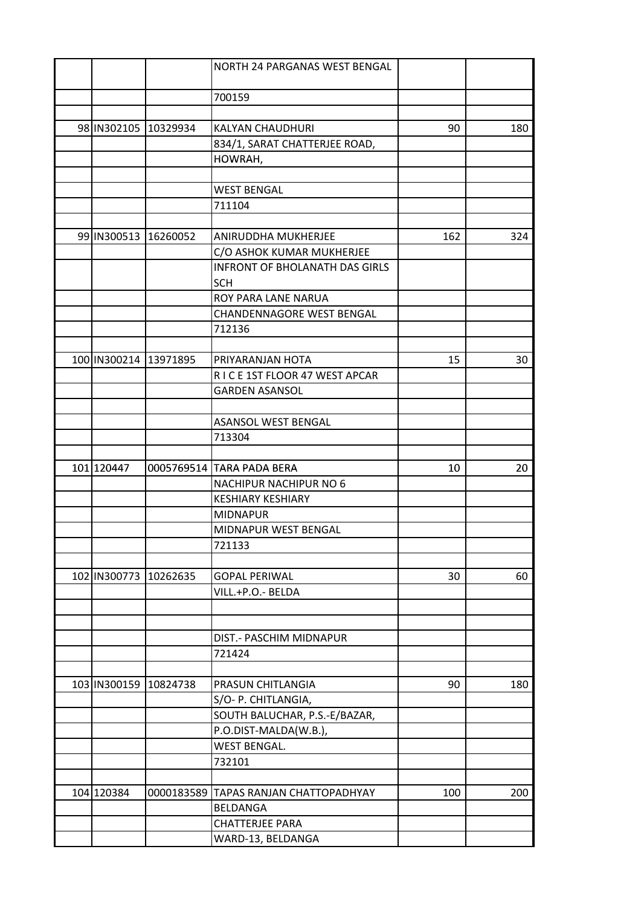| | | | | | |
|---|---|---|---|---|---|
| | | | NORTH 24 PARGANAS WEST BENGAL | | |
| | | | 700159 | | |
| | | | | | |
| 98 | IN302105 | 10329934 | KALYAN CHAUDHURI | 90 | 180 |
| | | | 834/1, SARAT CHATTERJEE ROAD, | | |
| | | | HOWRAH, | | |
| | | | | | |
| | | | WEST BENGAL | | |
| | | | 711104 | | |
| | | | | | |
| 99 | IN300513 | 16260052 | ANIRUDDHA MUKHERJEE | 162 | 324 |
| | | | C/O ASHOK KUMAR MUKHERJEE | | |
| | | | INFRONT OF BHOLANATH DAS GIRLS SCH | | |
| | | | ROY PARA LANE NARUA | | |
| | | | CHANDENNAGORE WEST BENGAL | | |
| | | | 712136 | | |
| | | | | | |
| 100 | IN300214 | 13971895 | PRIYARANJAN HOTA | 15 | 30 |
| | | | R I C E 1ST FLOOR 47 WEST APCAR | | |
| | | | GARDEN ASANSOL | | |
| | | | | | |
| | | | ASANSOL WEST BENGAL | | |
| | | | 713304 | | |
| | | | | | |
| 101 | 120447 | 0005769514 | TARA PADA BERA | 10 | 20 |
| | | | NACHIPUR NACHIPUR NO 6 | | |
| | | | KESHIARY KESHIARY | | |
| | | | MIDNAPUR | | |
| | | | MIDNAPUR WEST BENGAL | | |
| | | | 721133 | | |
| | | | | | |
| 102 | IN300773 | 10262635 | GOPAL PERIWAL | 30 | 60 |
| | | | VILL.+P.O.- BELDA | | |
| | | | | | |
| | | | | | |
| | | | DIST.- PASCHIM MIDNAPUR | | |
| | | | 721424 | | |
| | | | | | |
| 103 | IN300159 | 10824738 | PRASUN CHITLANGIA | 90 | 180 |
| | | | S/O- P. CHITLANGIA, | | |
| | | | SOUTH BALUCHAR, P.S.-E/BAZAR, | | |
| | | | P.O.DIST-MALDA(W.B.), | | |
| | | | WEST BENGAL. | | |
| | | | 732101 | | |
| | | | | | |
| 104 | 120384 | 0000183589 | TAPAS RANJAN CHATTOPADHYAY | 100 | 200 |
| | | | BELDANGA | | |
| | | | CHATTERJEE PARA | | |
| | | | WARD-13, BELDANGA | | |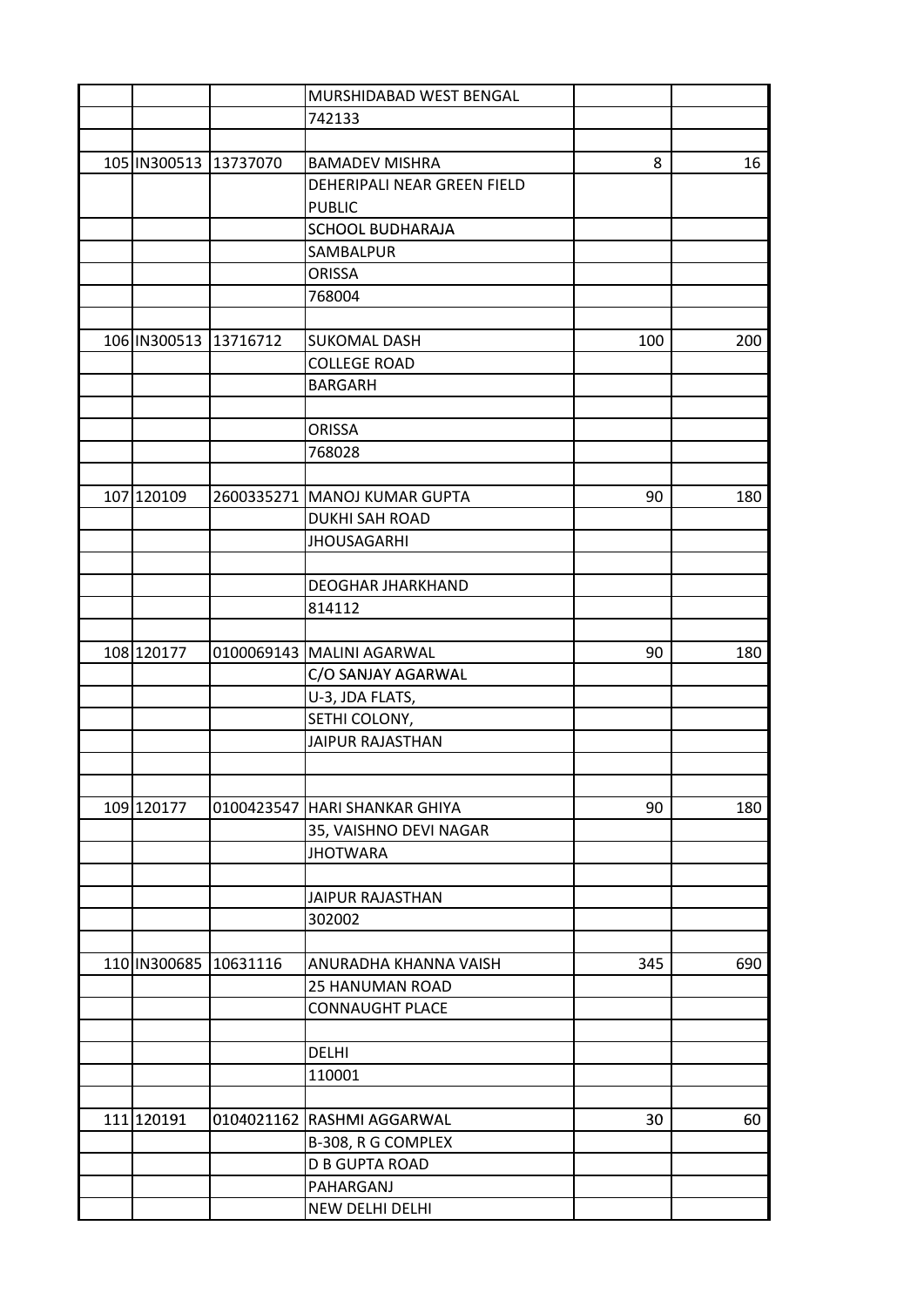| | | | | | |
|---|---|---|---|---|---|
| | | | MURSHIDABAD WEST BENGAL | | |
| | | | 742133 | | |
| | | | | | |
| 105 | IN300513 | 13737070 | BAMADEV MISHRA | 8 | 16 |
| | | | DEHERIPALI NEAR GREEN FIELD PUBLIC | | |
| | | | SCHOOL BUDHARAJA | | |
| | | | SAMBALPUR | | |
| | | | ORISSA | | |
| | | | 768004 | | |
| | | | | | |
| 106 | IN300513 | 13716712 | SUKOMAL DASH | 100 | 200 |
| | | | COLLEGE ROAD | | |
| | | | BARGARH | | |
| | | | | | |
| | | | ORISSA | | |
| | | | 768028 | | |
| | | | | | |
| 107 | 120109 | 2600335271 | MANOJ KUMAR GUPTA | 90 | 180 |
| | | | DUKHI SAH ROAD | | |
| | | | JHOUSAGARHI | | |
| | | | | | |
| | | | DEOGHAR JHARKHAND | | |
| | | | 814112 | | |
| | | | | | |
| 108 | 120177 | 0100069143 | MALINI AGARWAL | 90 | 180 |
| | | | C/O SANJAY AGARWAL | | |
| | | | U-3, JDA FLATS, | | |
| | | | SETHI COLONY, | | |
| | | | JAIPUR RAJASTHAN | | |
| | | | | | |
| | | | | | |
| 109 | 120177 | 0100423547 | HARI SHANKAR GHIYA | 90 | 180 |
| | | | 35, VAISHNO DEVI NAGAR | | |
| | | | JHOTWARA | | |
| | | | | | |
| | | | JAIPUR RAJASTHAN | | |
| | | | 302002 | | |
| | | | | | |
| 110 | IN300685 | 10631116 | ANURADHA KHANNA VAISH | 345 | 690 |
| | | | 25 HANUMAN ROAD | | |
| | | | CONNAUGHT PLACE | | |
| | | | | | |
| | | | DELHI | | |
| | | | 110001 | | |
| | | | | | |
| 111 | 120191 | 0104021162 | RASHMI AGGARWAL | 30 | 60 |
| | | | B-308, R G COMPLEX | | |
| | | | D B GUPTA ROAD | | |
| | | | PAHARGANJ | | |
| | | | NEW DELHI DELHI | | |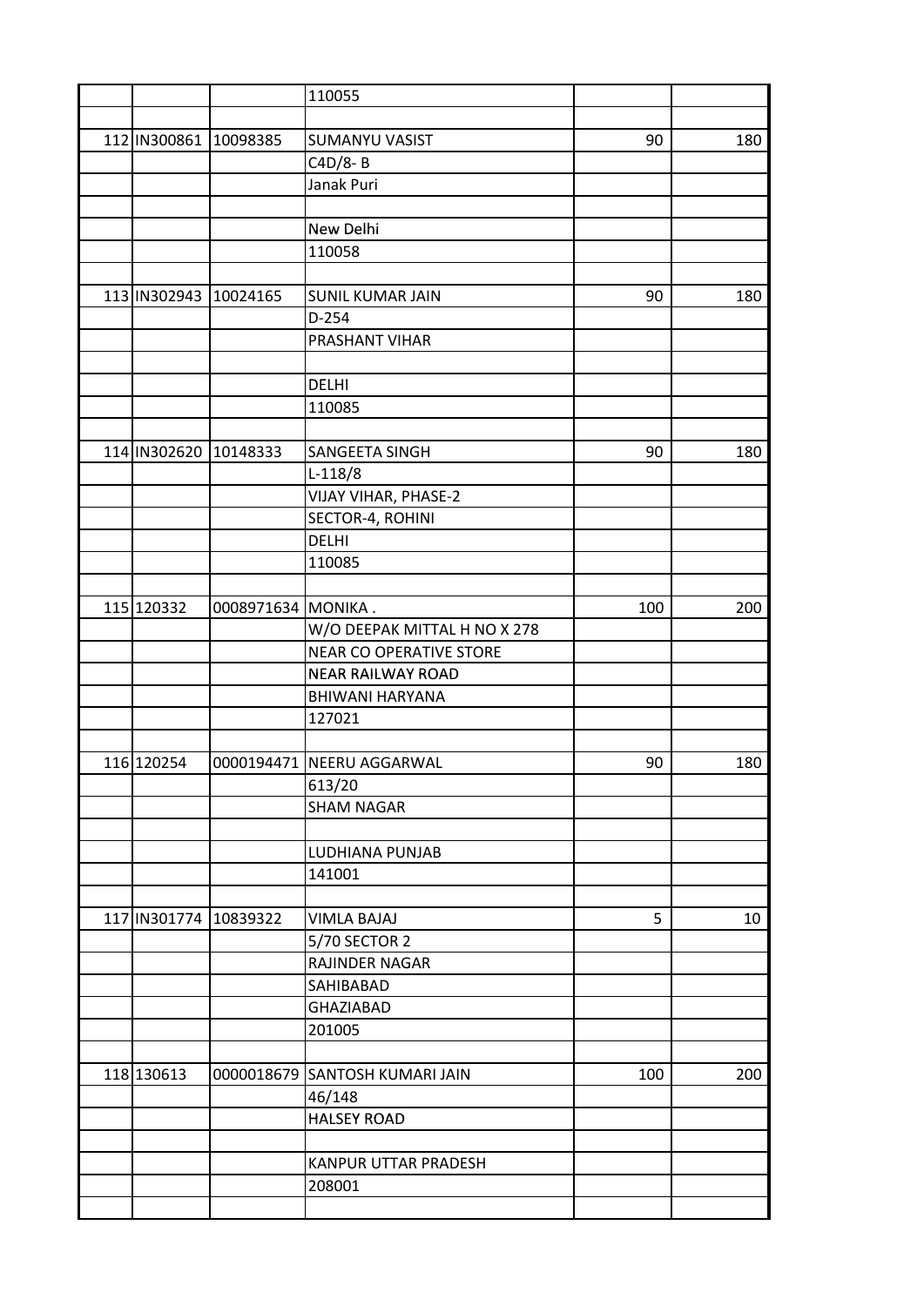| | | | | | |
|---|---|---|---|---|---|
| | | | 110055 | | |
| | | | | | |
| 112 | IN300861 | 10098385 | SUMANYU VASIST | 90 | 180 |
| | | | C4D/8- B | | |
| | | | Janak Puri | | |
| | | | | | |
| | | | New Delhi | | |
| | | | 110058 | | |
| | | | | | |
| 113 | IN302943 | 10024165 | SUNIL KUMAR JAIN | 90 | 180 |
| | | | D-254 | | |
| | | | PRASHANT VIHAR | | |
| | | | | | |
| | | | DELHI | | |
| | | | 110085 | | |
| | | | | | |
| 114 | IN302620 | 10148333 | SANGEETA SINGH | 90 | 180 |
| | | | L-118/8 | | |
| | | | VIJAY VIHAR, PHASE-2 | | |
| | | | SECTOR-4, ROHINI | | |
| | | | DELHI | | |
| | | | 110085 | | |
| | | | | | |
| 115 | 120332 | 0008971634 | MONIKA . | 100 | 200 |
| | | | W/O DEEPAK MITTAL H NO X 278 | | |
| | | | NEAR CO OPERATIVE STORE | | |
| | | | NEAR RAILWAY ROAD | | |
| | | | BHIWANI HARYANA | | |
| | | | 127021 | | |
| | | | | | |
| 116 | 120254 | 0000194471 | NEERU AGGARWAL | 90 | 180 |
| | | | 613/20 | | |
| | | | SHAM NAGAR | | |
| | | | | | |
| | | | LUDHIANA PUNJAB | | |
| | | | 141001 | | |
| | | | | | |
| 117 | IN301774 | 10839322 | VIMLA BAJAJ | 5 | 10 |
| | | | 5/70 SECTOR 2 | | |
| | | | RAJINDER NAGAR | | |
| | | | SAHIBABAD | | |
| | | | GHAZIABAD | | |
| | | | 201005 | | |
| | | | | | |
| 118 | 130613 | 0000018679 | SANTOSH KUMARI JAIN | 100 | 200 |
| | | | 46/148 | | |
| | | | HALSEY ROAD | | |
| | | | | | |
| | | | KANPUR UTTAR PRADESH | | |
| | | | 208001 | | |
| | | | | | |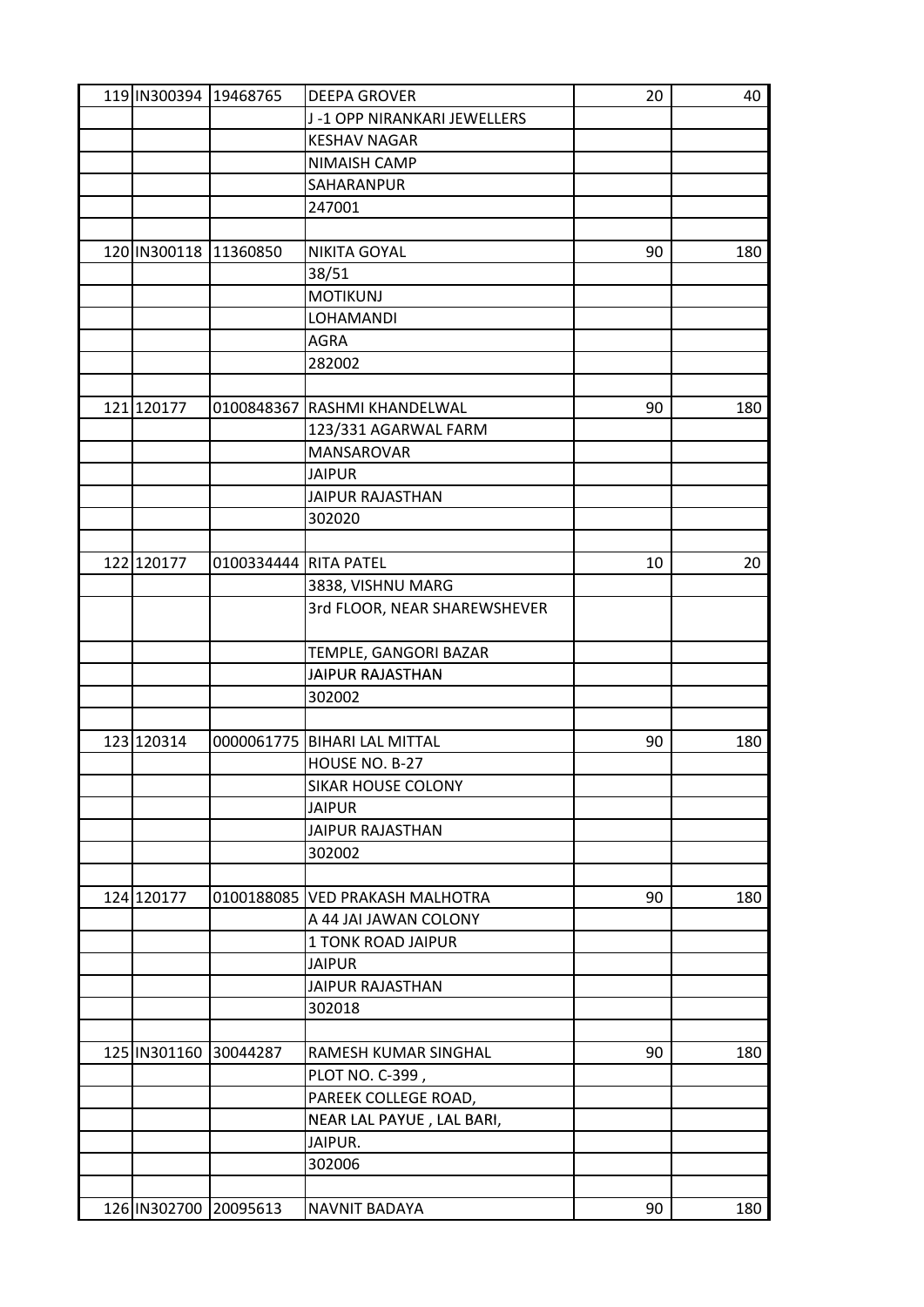| | | | | | |
|---|---|---|---|---|---|
| 119 | IN300394 | 19468765 | DEEPA GROVER | 20 | 40 |
| | | | J -1 OPP NIRANKARI JEWELLERS | | |
| | | | KESHAV NAGAR | | |
| | | | NIMAISH CAMP | | |
| | | | SAHARANPUR | | |
| | | | 247001 | | |
| | | | | | |
| 120 | IN300118 | 11360850 | NIKITA GOYAL | 90 | 180 |
| | | | 38/51 | | |
| | | | MOTIKUNJ | | |
| | | | LOHAMANDI | | |
| | | | AGRA | | |
| | | | 282002 | | |
| | | | | | |
| 121 | 120177 | 0100848367 | RASHMI KHANDELWAL | 90 | 180 |
| | | | 123/331 AGARWAL FARM | | |
| | | | MANSAROVAR | | |
| | | | JAIPUR | | |
| | | | JAIPUR RAJASTHAN | | |
| | | | 302020 | | |
| | | | | | |
| 122 | 120177 | 0100334444 | RITA PATEL | 10 | 20 |
| | | | 3838, VISHNU MARG | | |
| | | | 3rd FLOOR, NEAR SHAREWSHEVER | | |
| | | | TEMPLE, GANGORI BAZAR | | |
| | | | JAIPUR RAJASTHAN | | |
| | | | 302002 | | |
| | | | | | |
| 123 | 120314 | 0000061775 | BIHARI LAL MITTAL | 90 | 180 |
| | | | HOUSE NO. B-27 | | |
| | | | SIKAR HOUSE COLONY | | |
| | | | JAIPUR | | |
| | | | JAIPUR RAJASTHAN | | |
| | | | 302002 | | |
| | | | | | |
| 124 | 120177 | 0100188085 | VED PRAKASH MALHOTRA | 90 | 180 |
| | | | A 44 JAI JAWAN COLONY | | |
| | | | 1 TONK ROAD JAIPUR | | |
| | | | JAIPUR | | |
| | | | JAIPUR RAJASTHAN | | |
| | | | 302018 | | |
| | | | | | |
| 125 | IN301160 | 30044287 | RAMESH KUMAR SINGHAL | 90 | 180 |
| | | | PLOT NO. C-399 , | | |
| | | | PAREEK COLLEGE ROAD, | | |
| | | | NEAR LAL PAYUE , LAL BARI, | | |
| | | | JAIPUR. | | |
| | | | 302006 | | |
| | | | | | |
| 126 | IN302700 | 20095613 | NAVNIT BADAYA | 90 | 180 |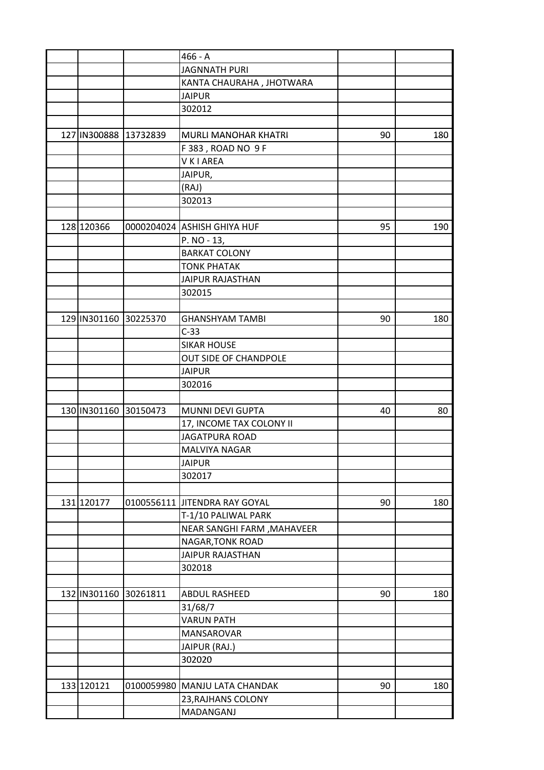| | | | | | |
|---|---|---|---|---|---|
| | | | 466 - A | | |
| | | | JAGNNATH PURI | | |
| | | | KANTA CHAURAHA , JHOTWARA | | |
| | | | JAIPUR | | |
| | | | 302012 | | |
| | | | | | |
| 127 | IN300888 | 13732839 | MURLI MANOHAR KHATRI | 90 | 180 |
| | | | F 383 , ROAD NO 9 F | | |
| | | | V K I AREA | | |
| | | | JAIPUR, | | |
| | | | (RAJ) | | |
| | | | 302013 | | |
| | | | | | |
| 128 | 120366 | 0000204024 | ASHISH GHIYA HUF | 95 | 190 |
| | | | P. NO - 13, | | |
| | | | BARKAT COLONY | | |
| | | | TONK PHATAK | | |
| | | | JAIPUR RAJASTHAN | | |
| | | | 302015 | | |
| | | | | | |
| 129 | IN301160 | 30225370 | GHANSHYAM TAMBI | 90 | 180 |
| | | | C-33 | | |
| | | | SIKAR HOUSE | | |
| | | | OUT SIDE OF CHANDPOLE | | |
| | | | JAIPUR | | |
| | | | 302016 | | |
| | | | | | |
| 130 | IN301160 | 30150473 | MUNNI DEVI GUPTA | 40 | 80 |
| | | | 17, INCOME TAX COLONY II | | |
| | | | JAGATPURA ROAD | | |
| | | | MALVIYA NAGAR | | |
| | | | JAIPUR | | |
| | | | 302017 | | |
| | | | | | |
| 131 | 120177 | 0100556111 | JITENDRA RAY GOYAL | 90 | 180 |
| | | | T-1/10 PALIWAL PARK | | |
| | | | NEAR SANGHI FARM ,MAHAVEER | | |
| | | | NAGAR,TONK ROAD | | |
| | | | JAIPUR RAJASTHAN | | |
| | | | 302018 | | |
| | | | | | |
| 132 | IN301160 | 30261811 | ABDUL RASHEED | 90 | 180 |
| | | | 31/68/7 | | |
| | | | VARUN PATH | | |
| | | | MANSAROVAR | | |
| | | | JAIPUR (RAJ.) | | |
| | | | 302020 | | |
| | | | | | |
| 133 | 120121 | 0100059980 | MANJU LATA CHANDAK | 90 | 180 |
| | | | 23,RAJHANS COLONY | | |
| | | | MADANGANJ | | |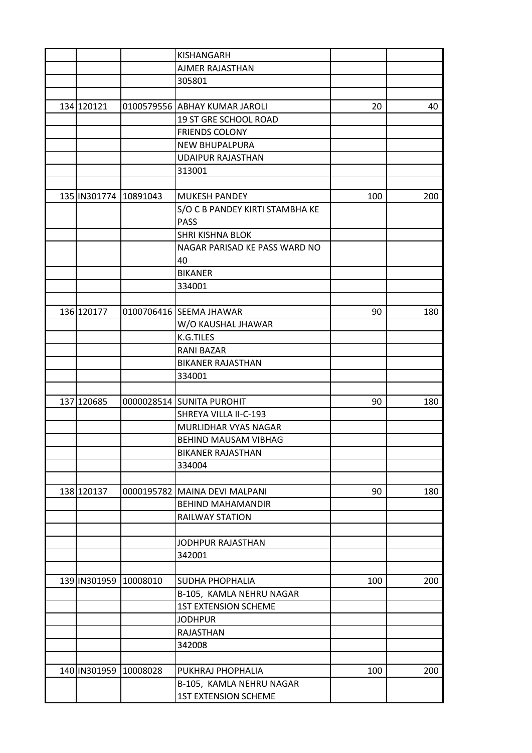| | | | | | |
|---|---|---|---|---|---|
| | | | KISHANGARH | | |
| | | | AJMER RAJASTHAN | | |
| | | | 305801 | | |
| | | | | | |
| 134 | 120121 | 0100579556 | ABHAY KUMAR JAROLI | 20 | 40 |
| | | | 19 ST GRE SCHOOL ROAD | | |
| | | | FRIENDS COLONY | | |
| | | | NEW BHUPALPURA | | |
| | | | UDAIPUR RAJASTHAN | | |
| | | | 313001 | | |
| | | | | | |
| 135 | IN301774 | 10891043 | MUKESH PANDEY | 100 | 200 |
| | | | S/O C B PANDEY KIRTI STAMBHA KE PASS | | |
| | | | SHRI KISHNA BLOK | | |
| | | | NAGAR PARISAD KE PASS WARD NO 40 | | |
| | | | BIKANER | | |
| | | | 334001 | | |
| | | | | | |
| 136 | 120177 | 0100706416 | SEEMA JHAWAR | 90 | 180 |
| | | | W/O KAUSHAL JHAWAR | | |
| | | | K.G.TILES | | |
| | | | RANI BAZAR | | |
| | | | BIKANER RAJASTHAN | | |
| | | | 334001 | | |
| | | | | | |
| 137 | 120685 | 0000028514 | SUNITA PUROHIT | 90 | 180 |
| | | | SHREYA VILLA II-C-193 | | |
| | | | MURLIDHAR VYAS NAGAR | | |
| | | | BEHIND MAUSAM VIBHAG | | |
| | | | BIKANER RAJASTHAN | | |
| | | | 334004 | | |
| | | | | | |
| 138 | 120137 | 0000195782 | MAINA DEVI MALPANI | 90 | 180 |
| | | | BEHIND MAHAMANDIR | | |
| | | | RAILWAY STATION | | |
| | | | | | |
| | | | JODHPUR RAJASTHAN | | |
| | | | 342001 | | |
| | | | | | |
| 139 | IN301959 | 10008010 | SUDHA PHOPHALIA | 100 | 200 |
| | | | B-105, KAMLA NEHRU NAGAR | | |
| | | | 1ST EXTENSION SCHEME | | |
| | | | JODHPUR | | |
| | | | RAJASTHAN | | |
| | | | 342008 | | |
| | | | | | |
| 140 | IN301959 | 10008028 | PUKHRAJ PHOPHALIA | 100 | 200 |
| | | | B-105, KAMLA NEHRU NAGAR | | |
| | | | 1ST EXTENSION SCHEME | | |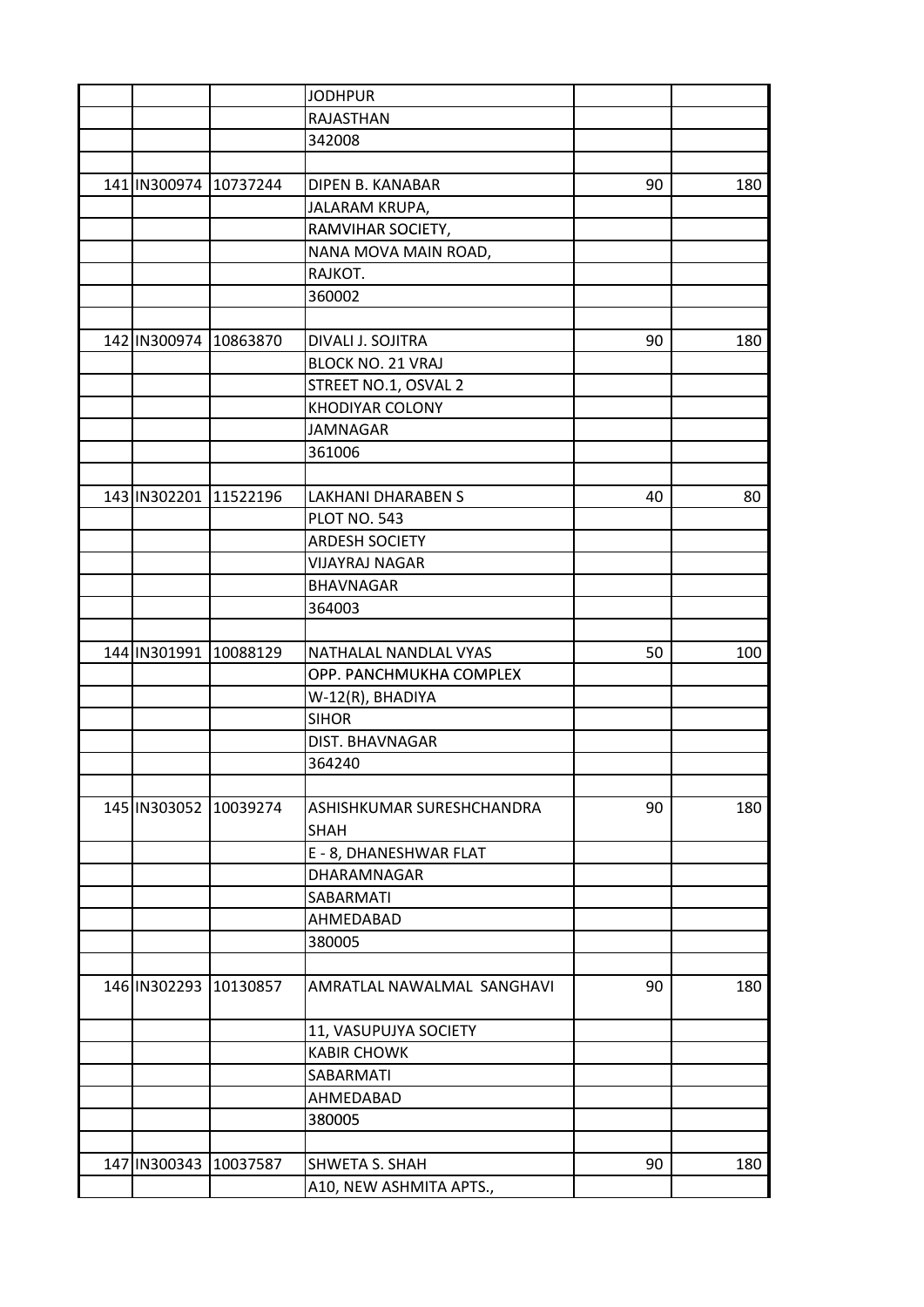| | | | | | |
|---|---|---|---|---|---|
| | | | JODHPUR | | |
| | | | RAJASTHAN | | |
| | | | 342008 | | |
| | | | | | |
| 141 | IN300974 | 10737244 | DIPEN B. KANABAR | 90 | 180 |
| | | | JALARAM KRUPA, | | |
| | | | RAMVIHAR SOCIETY, | | |
| | | | NANA MOVA MAIN ROAD, | | |
| | | | RAJKOT. | | |
| | | | 360002 | | |
| | | | | | |
| 142 | IN300974 | 10863870 | DIVALI J. SOJITRA | 90 | 180 |
| | | | BLOCK NO. 21 VRAJ | | |
| | | | STREET NO.1, OSVAL 2 | | |
| | | | KHODIYAR COLONY | | |
| | | | JAMNAGAR | | |
| | | | 361006 | | |
| | | | | | |
| 143 | IN302201 | 11522196 | LAKHANI DHARABEN S | 40 | 80 |
| | | | PLOT NO. 543 | | |
| | | | ARDESH SOCIETY | | |
| | | | VIJAYRAJ NAGAR | | |
| | | | BHAVNAGAR | | |
| | | | 364003 | | |
| | | | | | |
| 144 | IN301991 | 10088129 | NATHALAL NANDLAL VYAS | 50 | 100 |
| | | | OPP. PANCHMUKHA COMPLEX | | |
| | | | W-12(R), BHADIYA | | |
| | | | SIHOR | | |
| | | | DIST. BHAVNAGAR | | |
| | | | 364240 | | |
| | | | | | |
| 145 | IN303052 | 10039274 | ASHISHKUMAR SURESHCHANDRA SHAH | 90 | 180 |
| | | | E - 8, DHANESHWAR FLAT | | |
| | | | DHARAMNAGAR | | |
| | | | SABARMATI | | |
| | | | AHMEDABAD | | |
| | | | 380005 | | |
| | | | | | |
| 146 | IN302293 | 10130857 | AMRATLAL NAWALMAL SANGHAVI | 90 | 180 |
| | | | 11, VASUPUJYA SOCIETY | | |
| | | | KABIR CHOWK | | |
| | | | SABARMATI | | |
| | | | AHMEDABAD | | |
| | | | 380005 | | |
| | | | | | |
| 147 | IN300343 | 10037587 | SHWETA S. SHAH | 90 | 180 |
| | | | A10, NEW ASHMITA APTS., | | |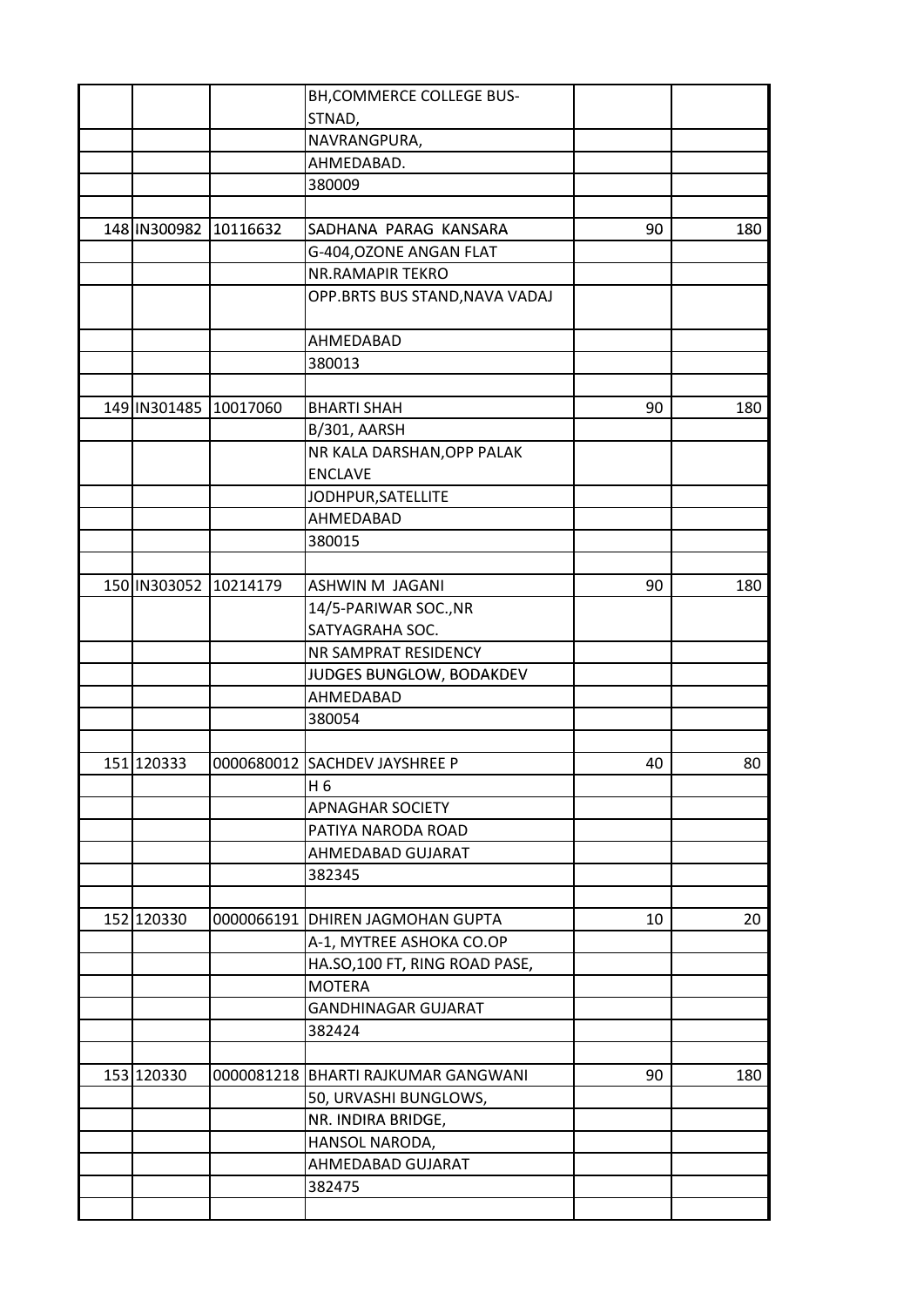| | | | | | |
|---|---|---|---|---|---|
| | | | BH,COMMERCE COLLEGE BUS-STNAD, | | |
| | | | NAVRANGPURA, | | |
| | | | AHMEDABAD. | | |
| | | | 380009 | | |
| | | | | | |
| 148 | IN300982 | 10116632 | SADHANA PARAG KANSARA | 90 | 180 |
| | | | G-404,OZONE ANGAN FLAT | | |
| | | | NR.RAMAPIR TEKRO | | |
| | | | OPP.BRTS BUS STAND,NAVA VADAJ | | |
| | | | AHMEDABAD | | |
| | | | 380013 | | |
| | | | | | |
| 149 | IN301485 | 10017060 | BHARTI SHAH | 90 | 180 |
| | | | B/301, AARSH | | |
| | | | NR KALA DARSHAN,OPP PALAK ENCLAVE | | |
| | | | JODHPUR,SATELLITE | | |
| | | | AHMEDABAD | | |
| | | | 380015 | | |
| | | | | | |
| 150 | IN303052 | 10214179 | ASHWIN M JAGANI | 90 | 180 |
| | | | 14/5-PARIWAR SOC.,NR SATYAGRAHA SOC. | | |
| | | | NR SAMPRAT RESIDENCY | | |
| | | | JUDGES BUNGLOW, BODAKDEV | | |
| | | | AHMEDABAD | | |
| | | | 380054 | | |
| | | | | | |
| 151 | 120333 | 0000680012 | SACHDEV JAYSHREE P | 40 | 80 |
| | | | H 6 | | |
| | | | APNAGHAR SOCIETY | | |
| | | | PATIYA NARODA ROAD | | |
| | | | AHMEDABAD GUJARAT | | |
| | | | 382345 | | |
| | | | | | |
| 152 | 120330 | 0000066191 | DHIREN JAGMOHAN GUPTA | 10 | 20 |
| | | | A-1, MYTREE ASHOKA CO.OP | | |
| | | | HA.SO,100 FT, RING ROAD PASE, | | |
| | | | MOTERA | | |
| | | | GANDHINAGAR GUJARAT | | |
| | | | 382424 | | |
| | | | | | |
| 153 | 120330 | 0000081218 | BHARTI RAJKUMAR GANGWANI | 90 | 180 |
| | | | 50, URVASHI BUNGLOWS, | | |
| | | | NR. INDIRA BRIDGE, | | |
| | | | HANSOL NARODA, | | |
| | | | AHMEDABAD GUJARAT | | |
| | | | 382475 | | |
| | | | | | |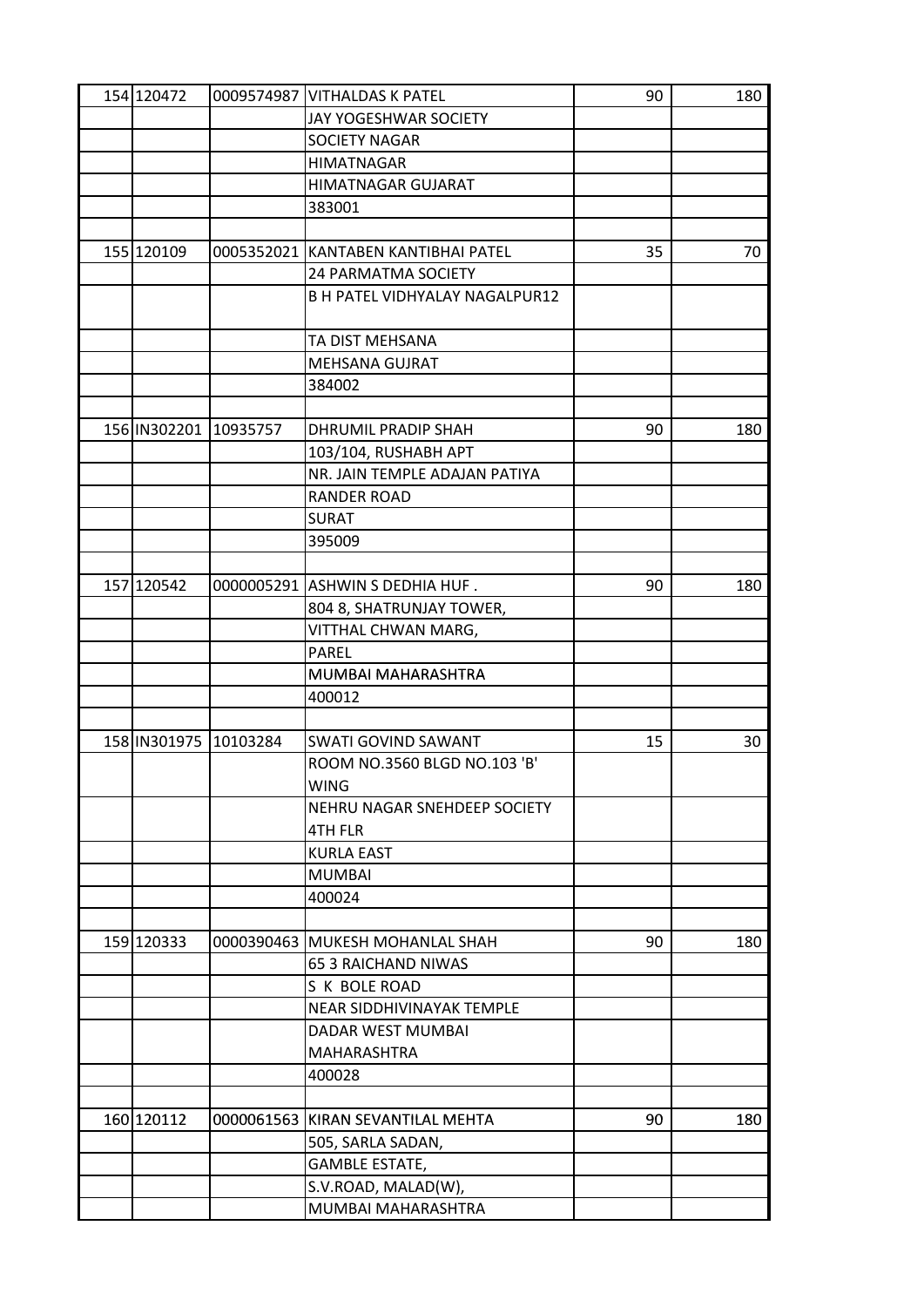| | | | | | |
|---|---|---|---|---|---|
| 154 | 120472 | 0009574987 | VITHALDAS K PATEL | 90 | 180 |
| | | | JAY YOGESHWAR SOCIETY | | |
| | | | SOCIETY NAGAR | | |
| | | | HIMATNAGAR | | |
| | | | HIMATNAGAR GUJARAT | | |
| | | | 383001 | | |
| | | | | | |
| 155 | 120109 | 0005352021 | KANTABEN KANTIBHAI PATEL | 35 | 70 |
| | | | 24 PARMATMA SOCIETY | | |
| | | | B H PATEL VIDHYALAY NAGALPUR12 | | |
| | | | TA DIST MEHSANA | | |
| | | | MEHSANA GUJRAT | | |
| | | | 384002 | | |
| | | | | | |
| 156 | IN302201 | 10935757 | DHRUMIL PRADIP SHAH | 90 | 180 |
| | | | 103/104, RUSHABH APT | | |
| | | | NR. JAIN TEMPLE ADAJAN PATIYA | | |
| | | | RANDER ROAD | | |
| | | | SURAT | | |
| | | | 395009 | | |
| | | | | | |
| 157 | 120542 | 0000005291 | ASHWIN S DEDHIA HUF . | 90 | 180 |
| | | | 804 8, SHATRUNJAY TOWER, | | |
| | | | VITTHAL CHWAN MARG, | | |
| | | | PAREL | | |
| | | | MUMBAI MAHARASHTRA | | |
| | | | 400012 | | |
| | | | | | |
| 158 | IN301975 | 10103284 | SWATI GOVIND SAWANT | 15 | 30 |
| | | | ROOM NO.3560 BLGD NO.103 'B' WING | | |
| | | | NEHRU NAGAR SNEHDEEP SOCIETY 4TH FLR | | |
| | | | KURLA EAST | | |
| | | | MUMBAI | | |
| | | | 400024 | | |
| | | | | | |
| 159 | 120333 | 0000390463 | MUKESH MOHANLAL SHAH | 90 | 180 |
| | | | 65 3 RAICHAND NIWAS | | |
| | | | S K BOLE ROAD | | |
| | | | NEAR SIDDHIVINAYAK TEMPLE | | |
| | | | DADAR WEST MUMBAI MAHARASHTRA | | |
| | | | 400028 | | |
| | | | | | |
| 160 | 120112 | 0000061563 | KIRAN SEVANTILAL MEHTA | 90 | 180 |
| | | | 505, SARLA SADAN, | | |
| | | | GAMBLE ESTATE, | | |
| | | | S.V.ROAD, MALAD(W), | | |
| | | | MUMBAI MAHARASHTRA | | |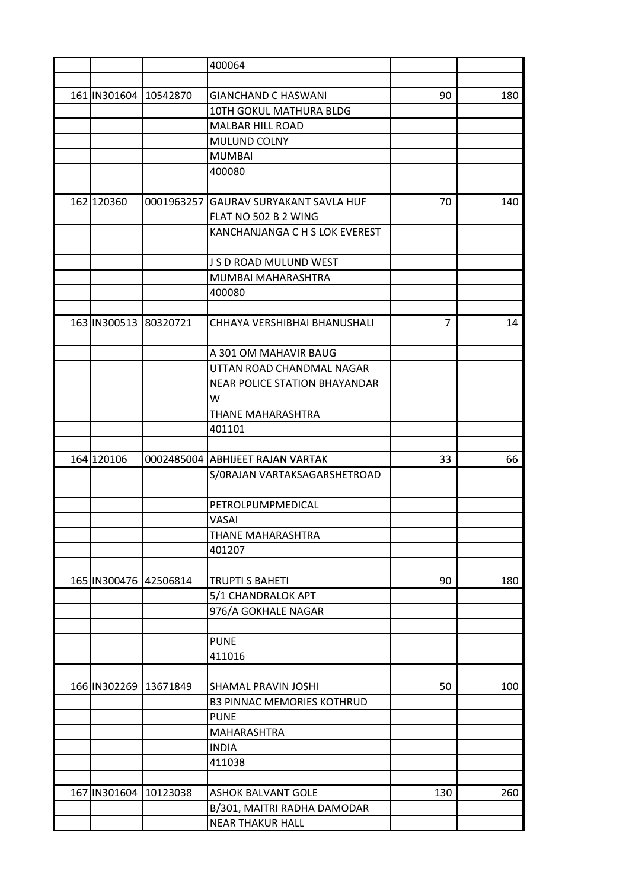| | | | | | |
|---|---|---|---|---|---|
| | | | 400064 | | |
| | | | | | |
| 161 | IN301604 | 10542870 | GIANCHAND C HASWANI | 90 | 180 |
| | | | 10TH GOKUL MATHURA BLDG | | |
| | | | MALBAR HILL ROAD | | |
| | | | MULUND COLNY | | |
| | | | MUMBAI | | |
| | | | 400080 | | |
| | | | | | |
| 162 | 120360 | 0001963257 | GAURAV SURYAKANT SAVLA HUF | 70 | 140 |
| | | | FLAT NO 502 B 2 WING | | |
| | | | KANCHANJANGA C H S LOK EVEREST | | |
| | | | J S D ROAD MULUND WEST | | |
| | | | MUMBAI MAHARASHTRA | | |
| | | | 400080 | | |
| | | | | | |
| 163 | IN300513 | 80320721 | CHHAYA VERSHIBHAI BHANUSHALI | 7 | 14 |
| | | | A 301 OM MAHAVIR BAUG | | |
| | | | UTTAN ROAD CHANDMAL NAGAR | | |
| | | | NEAR POLICE STATION BHAYANDAR W | | |
| | | | THANE MAHARASHTRA | | |
| | | | 401101 | | |
| | | | | | |
| 164 | 120106 | 0002485004 | ABHIJEET RAJAN VARTAK | 33 | 66 |
| | | | S/0RAJAN VARTAKSAGARSHETROAD | | |
| | | | PETROLPUMPMEDICAL | | |
| | | | VASAI | | |
| | | | THANE MAHARASHTRA | | |
| | | | 401207 | | |
| | | | | | |
| 165 | IN300476 | 42506814 | TRUPTI S BAHETI | 90 | 180 |
| | | | 5/1 CHANDRALOK APT | | |
| | | | 976/A GOKHALE NAGAR | | |
| | | | | | |
| | | | PUNE | | |
| | | | 411016 | | |
| | | | | | |
| 166 | IN302269 | 13671849 | SHAMAL PRAVIN JOSHI | 50 | 100 |
| | | | B3 PINNAC MEMORIES KOTHRUD | | |
| | | | PUNE | | |
| | | | MAHARASHTRA | | |
| | | | INDIA | | |
| | | | 411038 | | |
| | | | | | |
| 167 | IN301604 | 10123038 | ASHOK BALVANT GOLE | 130 | 260 |
| | | | B/301, MAITRI RADHA DAMODAR | | |
| | | | NEAR THAKUR HALL | | |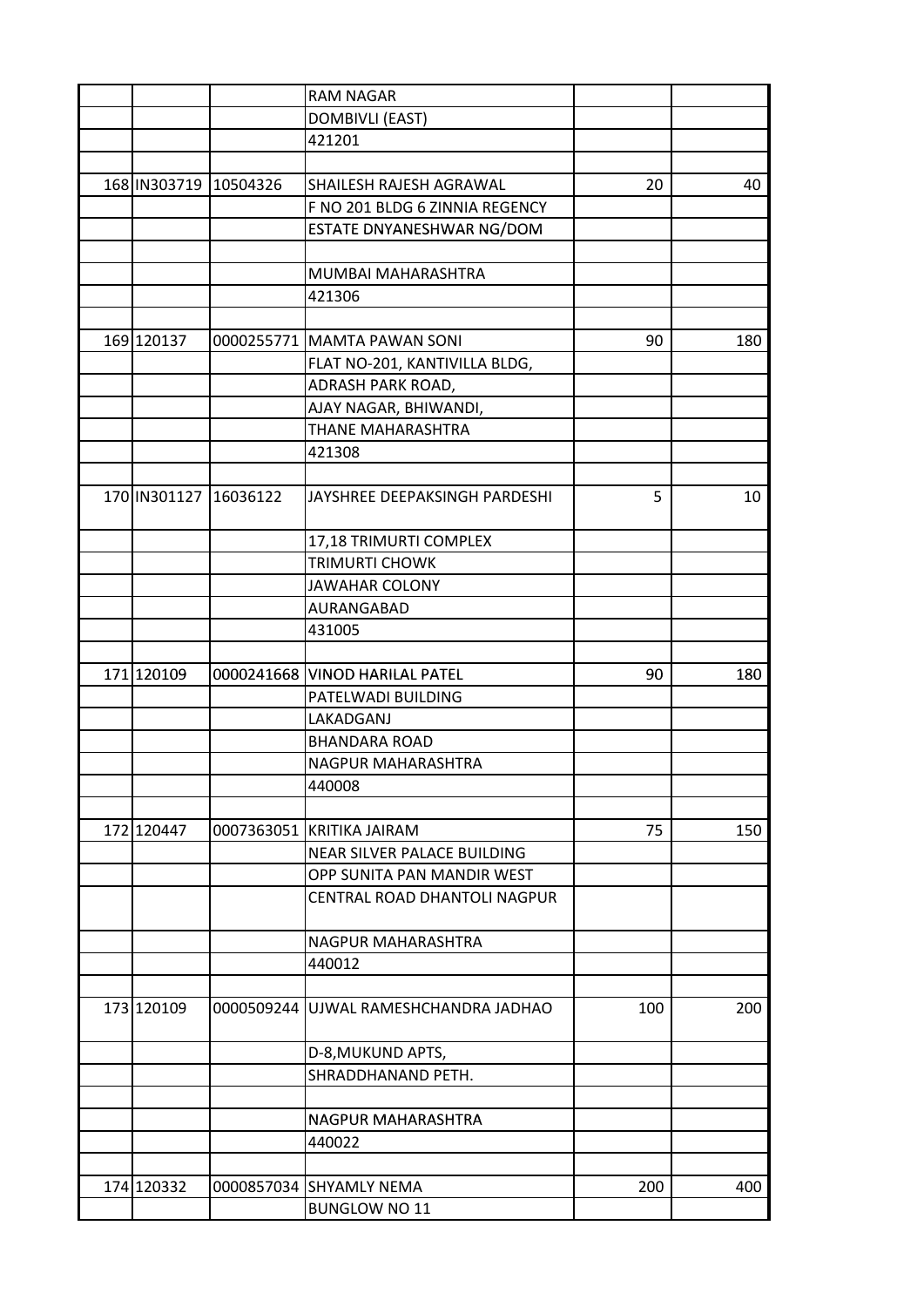| | | | | | |
|---|---|---|---|---|---|
| | | | RAM NAGAR | | |
| | | | DOMBIVLI (EAST) | | |
| | | | 421201 | | |
| | | | | | |
| 168 | IN303719 | 10504326 | SHAILESH RAJESH AGRAWAL | 20 | 40 |
| | | | F NO 201 BLDG 6 ZINNIA REGENCY | | |
| | | | ESTATE DNYANESHWAR NG/DOM | | |
| | | | | | |
| | | | MUMBAI MAHARASHTRA | | |
| | | | 421306 | | |
| | | | | | |
| 169 | 120137 | 0000255771 | MAMTA PAWAN SONI | 90 | 180 |
| | | | FLAT NO-201, KANTIVILLA BLDG, | | |
| | | | ADRASH PARK ROAD, | | |
| | | | AJAY NAGAR, BHIWANDI, | | |
| | | | THANE MAHARASHTRA | | |
| | | | 421308 | | |
| | | | | | |
| 170 | IN301127 | 16036122 | JAYSHREE DEEPAKSINGH PARDESHI | 5 | 10 |
| | | | 17,18 TRIMURTI COMPLEX | | |
| | | | TRIMURTI CHOWK | | |
| | | | JAWAHAR COLONY | | |
| | | | AURANGABAD | | |
| | | | 431005 | | |
| | | | | | |
| 171 | 120109 | 0000241668 | VINOD HARILAL PATEL | 90 | 180 |
| | | | PATELWADI BUILDING | | |
| | | | LAKADGANJ | | |
| | | | BHANDARA ROAD | | |
| | | | NAGPUR MAHARASHTRA | | |
| | | | 440008 | | |
| | | | | | |
| 172 | 120447 | 0007363051 | KRITIKA JAIRAM | 75 | 150 |
| | | | NEAR SILVER PALACE BUILDING | | |
| | | | OPP SUNITA PAN MANDIR WEST | | |
| | | | CENTRAL ROAD DHANTOLI NAGPUR | | |
| | | | NAGPUR MAHARASHTRA | | |
| | | | 440012 | | |
| | | | | | |
| 173 | 120109 | 0000509244 | UJWAL RAMESHCHANDRA JADHAO | 100 | 200 |
| | | | D-8,MUKUND APTS, | | |
| | | | SHRADDHANAND PETH. | | |
| | | | | | |
| | | | NAGPUR MAHARASHTRA | | |
| | | | 440022 | | |
| | | | | | |
| 174 | 120332 | 0000857034 | SHYAMLY NEMA | 200 | 400 |
| | | | BUNGLOW NO 11 | | |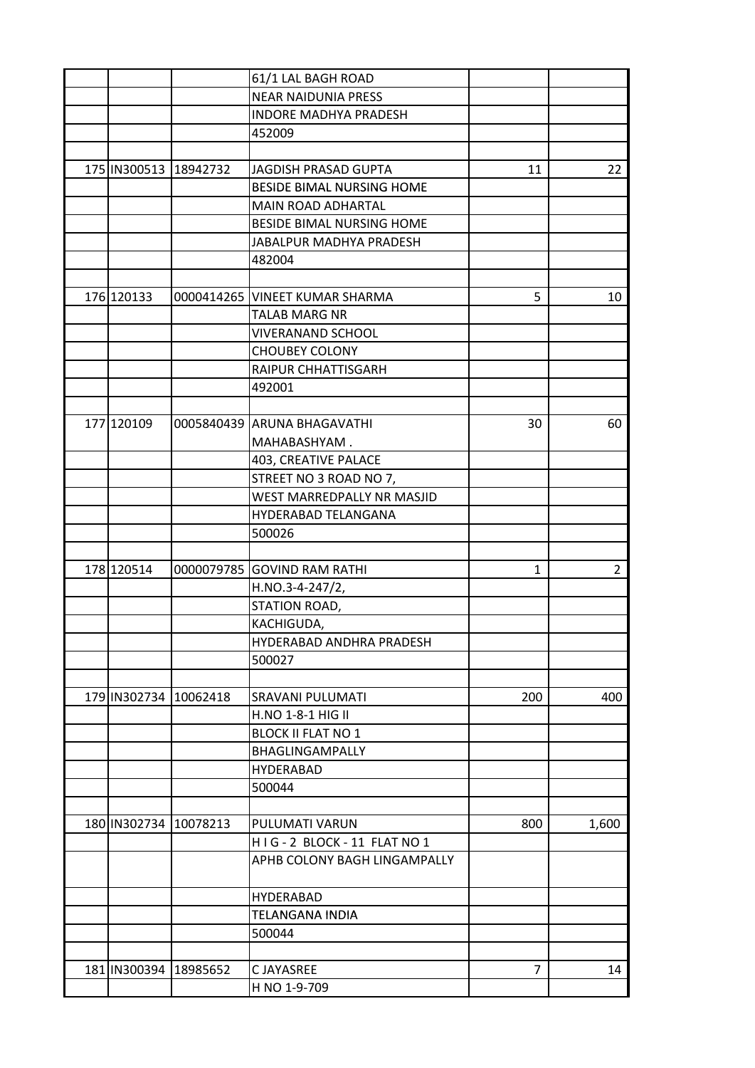| | | | | | |
|---|---|---|---|---|---|
| | | | 61/1 LAL BAGH ROAD | | |
| | | | NEAR NAIDUNIA PRESS | | |
| | | | INDORE MADHYA PRADESH | | |
| | | | 452009 | | |
| | | | | | |
| 175 | IN300513 | 18942732 | JAGDISH PRASAD GUPTA | 11 | 22 |
| | | | BESIDE BIMAL NURSING HOME | | |
| | | | MAIN ROAD ADHARTAL | | |
| | | | BESIDE BIMAL NURSING HOME | | |
| | | | JABALPUR MADHYA PRADESH | | |
| | | | 482004 | | |
| | | | | | |
| 176 | 120133 | 0000414265 | VINEET KUMAR SHARMA | 5 | 10 |
| | | | TALAB MARG NR | | |
| | | | VIVERANAND SCHOOL | | |
| | | | CHOUBEY COLONY | | |
| | | | RAIPUR CHHATTISGARH | | |
| | | | 492001 | | |
| | | | | | |
| 177 | 120109 | 0005840439 | ARUNA BHAGAVATHI MAHABASHYAM . | 30 | 60 |
| | | | 403, CREATIVE PALACE | | |
| | | | STREET NO 3 ROAD NO 7, | | |
| | | | WEST MARREDPALLY NR MASJID | | |
| | | | HYDERABAD TELANGANA | | |
| | | | 500026 | | |
| | | | | | |
| 178 | 120514 | 0000079785 | GOVIND RAM RATHI | 1 | 2 |
| | | | H.NO.3-4-247/2, | | |
| | | | STATION ROAD, | | |
| | | | KACHIGUDA, | | |
| | | | HYDERABAD ANDHRA PRADESH | | |
| | | | 500027 | | |
| | | | | | |
| 179 | IN302734 | 10062418 | SRAVANI PULUMATI | 200 | 400 |
| | | | H.NO 1-8-1 HIG II | | |
| | | | BLOCK II FLAT NO 1 | | |
| | | | BHAGLINGAMPALLY | | |
| | | | HYDERABAD | | |
| | | | 500044 | | |
| | | | | | |
| 180 | IN302734 | 10078213 | PULUMATI VARUN | 800 | 1,600 |
| | | | H I G - 2 BLOCK - 11 FLAT NO 1 | | |
| | | | APHB COLONY BAGH LINGAMPALLY | | |
| | | | HYDERABAD | | |
| | | | TELANGANA INDIA | | |
| | | | 500044 | | |
| | | | | | |
| 181 | IN300394 | 18985652 | C JAYASREE | 7 | 14 |
| | | | H NO 1-9-709 | | |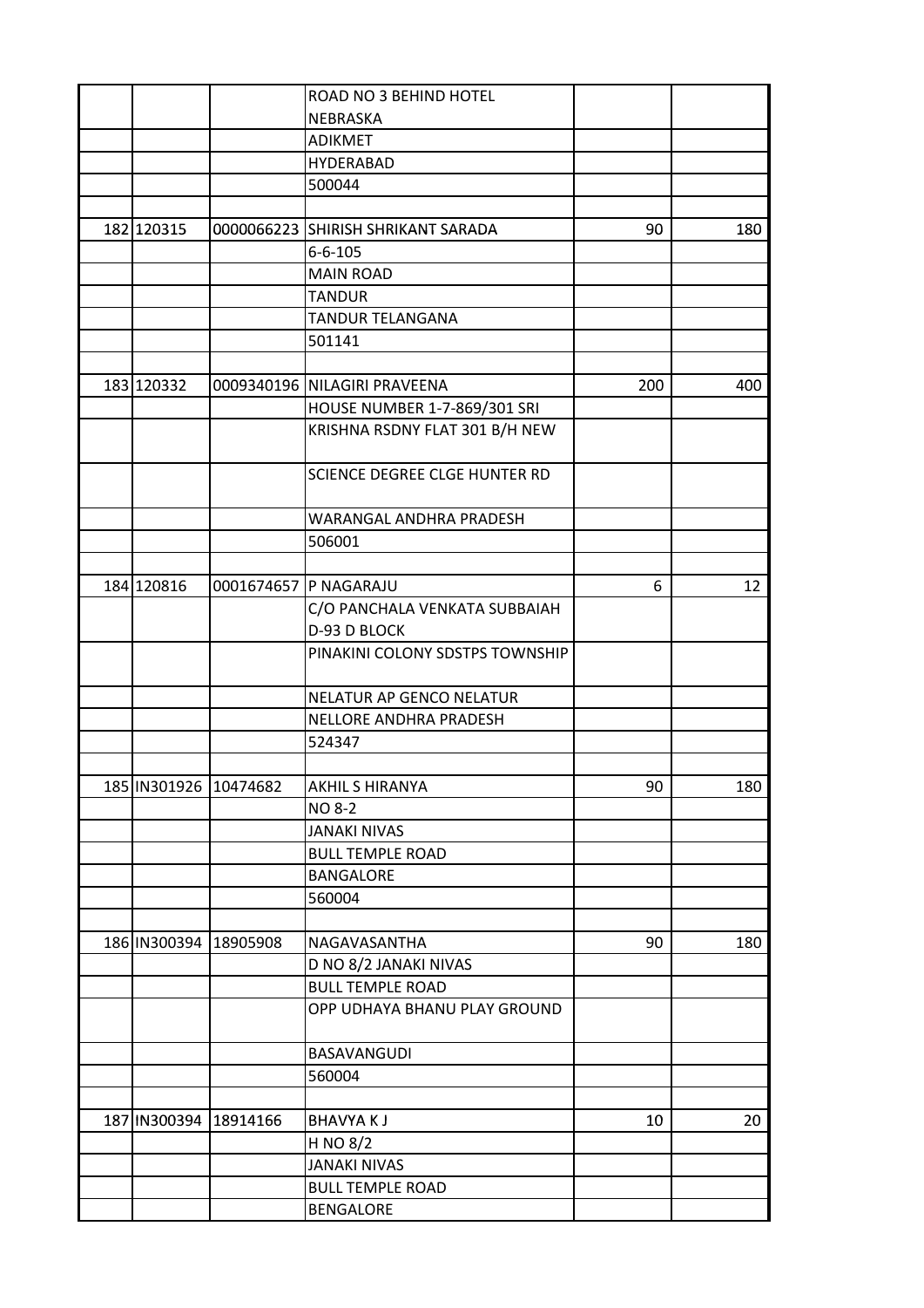| | | | | | |
|---|---|---|---|---|---|
| | | | ROAD NO 3 BEHIND HOTEL NEBRASKA | | |
| | | | ADIKMET | | |
| | | | HYDERABAD | | |
| | | | 500044 | | |
| | | | | | |
| 182 | 120315 | 0000066223 | SHIRISH SHRIKANT SARADA | 90 | 180 |
| | | | 6-6-105 | | |
| | | | MAIN ROAD | | |
| | | | TANDUR | | |
| | | | TANDUR TELANGANA | | |
| | | | 501141 | | |
| | | | | | |
| 183 | 120332 | 0009340196 | NILAGIRI PRAVEENA | 200 | 400 |
| | | | HOUSE NUMBER 1-7-869/301 SRI | | |
| | | | KRISHNA RSDNY FLAT 301 B/H NEW | | |
| | | | SCIENCE DEGREE CLGE HUNTER RD | | |
| | | | WARANGAL ANDHRA PRADESH | | |
| | | | 506001 | | |
| | | | | | |
| 184 | 120816 | 0001674657 | P NAGARAJU | 6 | 12 |
| | | | C/O PANCHALA VENKATA SUBBAIAH D-93 D BLOCK | | |
| | | | PINAKINI COLONY SDSTPS TOWNSHIP | | |
| | | | NELATUR AP GENCO NELATUR | | |
| | | | NELLORE ANDHRA PRADESH | | |
| | | | 524347 | | |
| | | | | | |
| 185 | IN301926 | 10474682 | AKHIL S HIRANYA | 90 | 180 |
| | | | NO 8-2 | | |
| | | | JANAKI NIVAS | | |
| | | | BULL TEMPLE ROAD | | |
| | | | BANGALORE | | |
| | | | 560004 | | |
| | | | | | |
| 186 | IN300394 | 18905908 | NAGAVASANTHA | 90 | 180 |
| | | | D NO 8/2 JANAKI NIVAS | | |
| | | | BULL TEMPLE ROAD | | |
| | | | OPP UDHAYA BHANU PLAY GROUND | | |
| | | | BASAVANGUDI | | |
| | | | 560004 | | |
| | | | | | |
| 187 | IN300394 | 18914166 | BHAVYA K J | 10 | 20 |
| | | | H NO 8/2 | | |
| | | | JANAKI NIVAS | | |
| | | | BULL TEMPLE ROAD | | |
| | | | BENGALORE | | |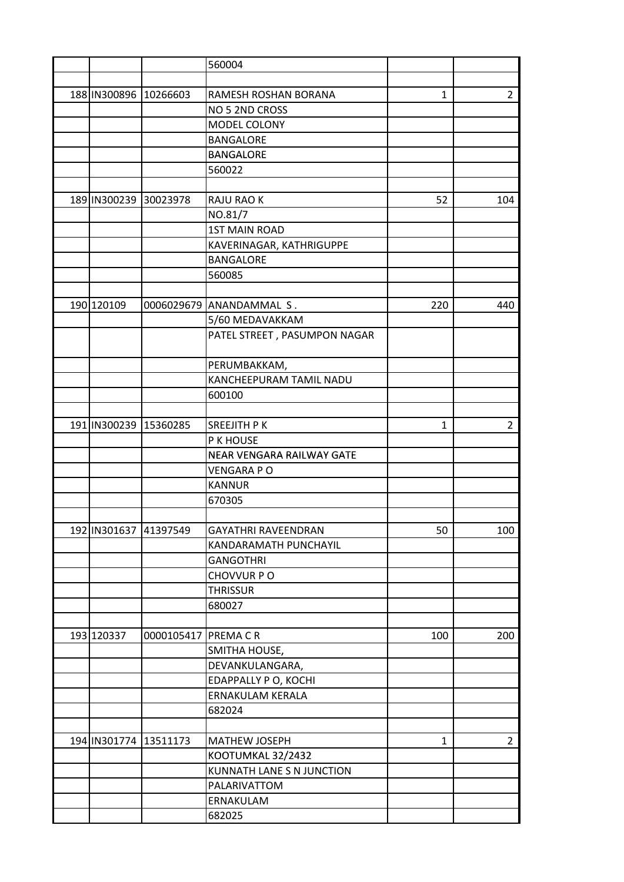| | | | | | |
|---|---|---|---|---|---|
| | | | 560004 | | |
| | | | | | |
| 188 | IN300896 | 10266603 | RAMESH ROSHAN BORANA | 1 | 2 |
| | | | NO 5 2ND CROSS | | |
| | | | MODEL COLONY | | |
| | | | BANGALORE | | |
| | | | BANGALORE | | |
| | | | 560022 | | |
| | | | | | |
| 189 | IN300239 | 30023978 | RAJU RAO K | 52 | 104 |
| | | | NO.81/7 | | |
| | | | 1ST MAIN ROAD | | |
| | | | KAVERINAGAR, KATHRIGUPPE | | |
| | | | BANGALORE | | |
| | | | 560085 | | |
| | | | | | |
| 190 | 120109 | 0006029679 | ANANDAMMAL S . | 220 | 440 |
| | | | 5/60 MEDAVAKKAM | | |
| | | | PATEL STREET , PASUMPON NAGAR | | |
| | | | PERUMBAKKAM, | | |
| | | | KANCHEEPURAM TAMIL NADU | | |
| | | | 600100 | | |
| | | | | | |
| 191 | IN300239 | 15360285 | SREEJITH P K | 1 | 2 |
| | | | P K HOUSE | | |
| | | | NEAR VENGARA RAILWAY GATE | | |
| | | | VENGARA P O | | |
| | | | KANNUR | | |
| | | | 670305 | | |
| | | | | | |
| 192 | IN301637 | 41397549 | GAYATHRI RAVEENDRAN | 50 | 100 |
| | | | KANDARAMATH PUNCHAYIL | | |
| | | | GANGOTHRI | | |
| | | | CHOVVUR P O | | |
| | | | THRISSUR | | |
| | | | 680027 | | |
| | | | | | |
| 193 | 120337 | 0000105417 | PREMA C R | 100 | 200 |
| | | | SMITHA HOUSE, | | |
| | | | DEVANKULANGARA, | | |
| | | | EDAPPALLY P O, KOCHI | | |
| | | | ERNAKULAM KERALA | | |
| | | | 682024 | | |
| | | | | | |
| 194 | IN301774 | 13511173 | MATHEW JOSEPH | 1 | 2 |
| | | | KOOTUMKAL 32/2432 | | |
| | | | KUNNATH LANE S N JUNCTION | | |
| | | | PALARIVATTOM | | |
| | | | ERNAKULAM | | |
| | | | 682025 | | |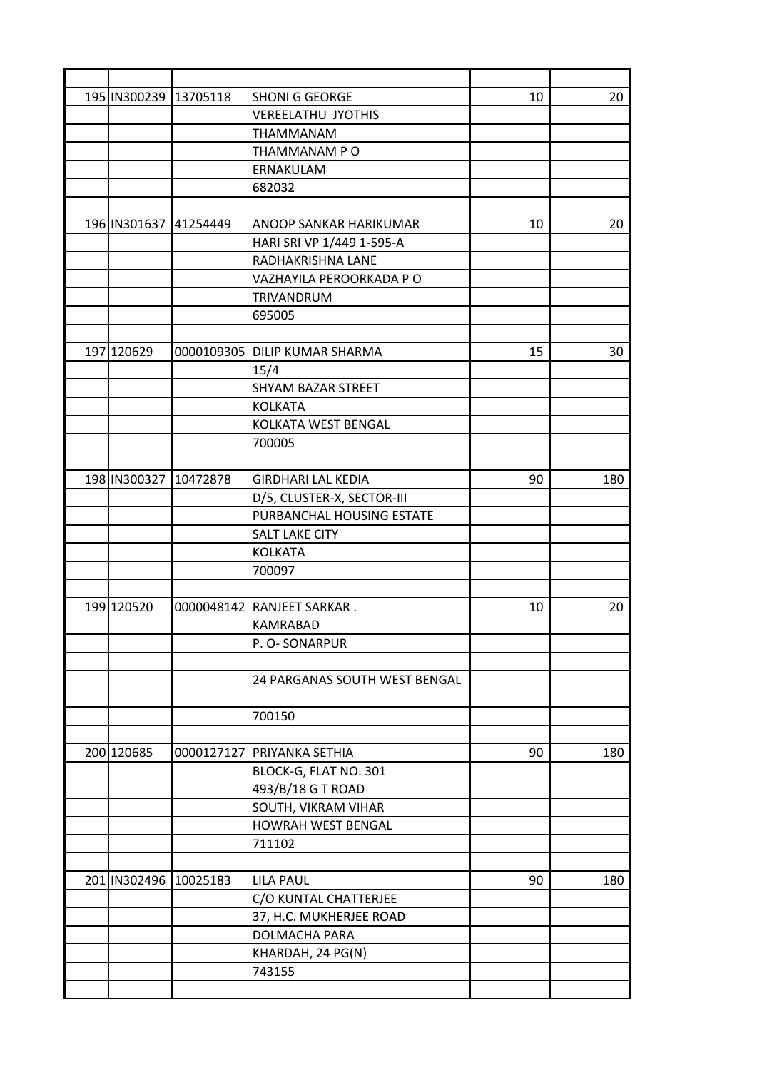| | | | | | |
|---|---|---|---|---|---|
| 195 | IN300239 | 13705118 | SHONI G GEORGE | 10 | 20 |
| | | | VEREELATHU JYOTHIS | | |
| | | | THAMMANAM | | |
| | | | THAMMANAM P O | | |
| | | | ERNAKULAM | | |
| | | | 682032 | | |
| | | | | | |
| 196 | IN301637 | 41254449 | ANOOP SANKAR HARIKUMAR | 10 | 20 |
| | | | HARI SRI VP 1/449 1-595-A | | |
| | | | RADHAKRISHNA LANE | | |
| | | | VAZHAYILA PEROORKADA P O | | |
| | | | TRIVANDRUM | | |
| | | | 695005 | | |
| | | | | | |
| 197 | 120629 | 0000109305 | DILIP KUMAR SHARMA | 15 | 30 |
| | | | 15/4 | | |
| | | | SHYAM BAZAR STREET | | |
| | | | KOLKATA | | |
| | | | KOLKATA WEST BENGAL | | |
| | | | 700005 | | |
| | | | | | |
| 198 | IN300327 | 10472878 | GIRDHARI LAL KEDIA | 90 | 180 |
| | | | D/5, CLUSTER-X, SECTOR-III | | |
| | | | PURBANCHAL HOUSING ESTATE | | |
| | | | SALT LAKE CITY | | |
| | | | KOLKATA | | |
| | | | 700097 | | |
| | | | | | |
| 199 | 120520 | 0000048142 | RANJEET SARKAR . | 10 | 20 |
| | | | KAMRABAD | | |
| | | | P. O- SONARPUR | | |
| | | | | | |
| | | | 24 PARGANAS SOUTH WEST BENGAL | | |
| | | | 700150 | | |
| | | | | | |
| 200 | 120685 | 0000127127 | PRIYANKA SETHIA | 90 | 180 |
| | | | BLOCK-G, FLAT NO. 301 | | |
| | | | 493/B/18 G T ROAD | | |
| | | | SOUTH, VIKRAM VIHAR | | |
| | | | HOWRAH WEST BENGAL | | |
| | | | 711102 | | |
| | | | | | |
| 201 | IN302496 | 10025183 | LILA PAUL | 90 | 180 |
| | | | C/O KUNTAL CHATTERJEE | | |
| | | | 37, H.C. MUKHERJEE ROAD | | |
| | | | DOLMACHA PARA | | |
| | | | KHARDAH, 24 PG(N) | | |
| | | | 743155 | | |
| | | | | | |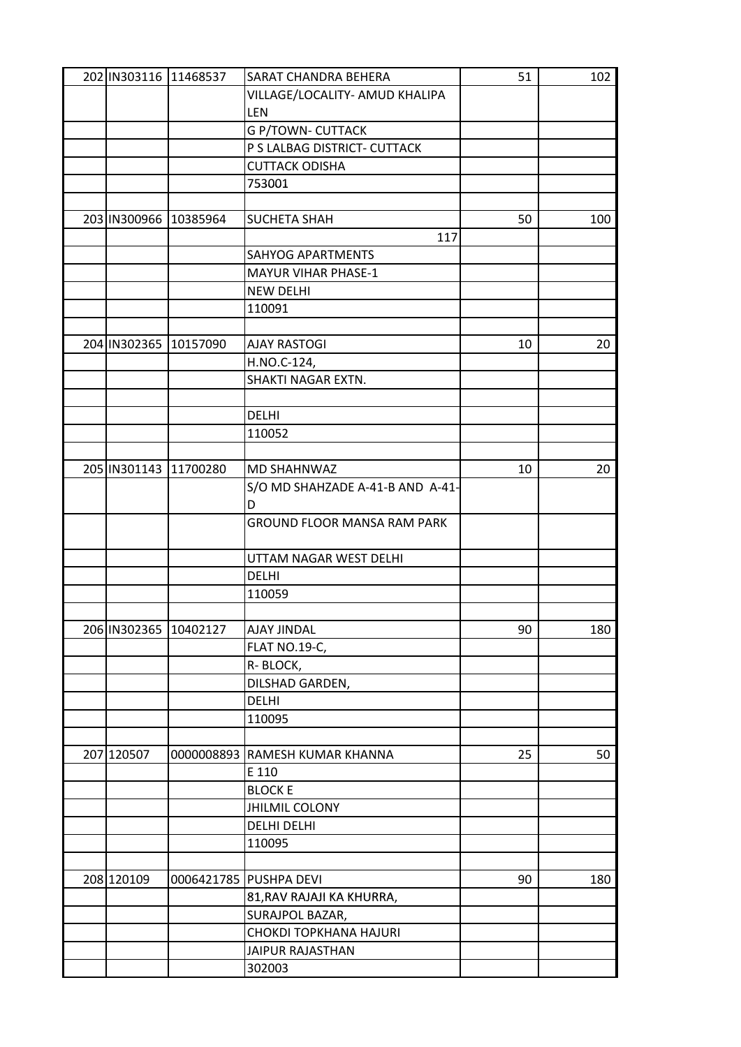| | | | | | |
|---|---|---|---|---|---|
| 202 | IN303116 | 11468537 | SARAT CHANDRA BEHERA | 51 | 102 |
| | | | VILLAGE/LOCALITY- AMUD KHALIPA LEN | | |
| | | | G P/TOWN- CUTTACK | | |
| | | | P S LALBAG DISTRICT- CUTTACK | | |
| | | | CUTTACK ODISHA | | |
| | | | 753001 | | |
| | | | | | |
| 203 | IN300966 | 10385964 | SUCHETA SHAH | 50 | 100 |
| | | | 117 | | |
| | | | SAHYOG APARTMENTS | | |
| | | | MAYUR VIHAR PHASE-1 | | |
| | | | NEW DELHI | | |
| | | | 110091 | | |
| | | | | | |
| 204 | IN302365 | 10157090 | AJAY RASTOGI | 10 | 20 |
| | | | H.NO.C-124, | | |
| | | | SHAKTI NAGAR EXTN. | | |
| | | | | | |
| | | | DELHI | | |
| | | | 110052 | | |
| | | | | | |
| 205 | IN301143 | 11700280 | MD SHAHNWAZ | 10 | 20 |
| | | | S/O MD SHAHZADE A-41-B AND A-41-D | | |
| | | | GROUND FLOOR MANSA RAM PARK | | |
| | | | UTTAM NAGAR WEST DELHI | | |
| | | | DELHI | | |
| | | | 110059 | | |
| | | | | | |
| 206 | IN302365 | 10402127 | AJAY JINDAL | 90 | 180 |
| | | | FLAT NO.19-C, | | |
| | | | R- BLOCK, | | |
| | | | DILSHAD GARDEN, | | |
| | | | DELHI | | |
| | | | 110095 | | |
| | | | | | |
| 207 | 120507 | 0000008893 | RAMESH KUMAR KHANNA | 25 | 50 |
| | | | E 110 | | |
| | | | BLOCK E | | |
| | | | JHILMIL COLONY | | |
| | | | DELHI DELHI | | |
| | | | 110095 | | |
| | | | | | |
| 208 | 120109 | 0006421785 | PUSHPA DEVI | 90 | 180 |
| | | | 81,RAV RAJAJI KA KHURRA, | | |
| | | | SURAJPOL BAZAR, | | |
| | | | CHOKDI TOPKHANA HAJURI | | |
| | | | JAIPUR RAJASTHAN | | |
| | | | 302003 | | |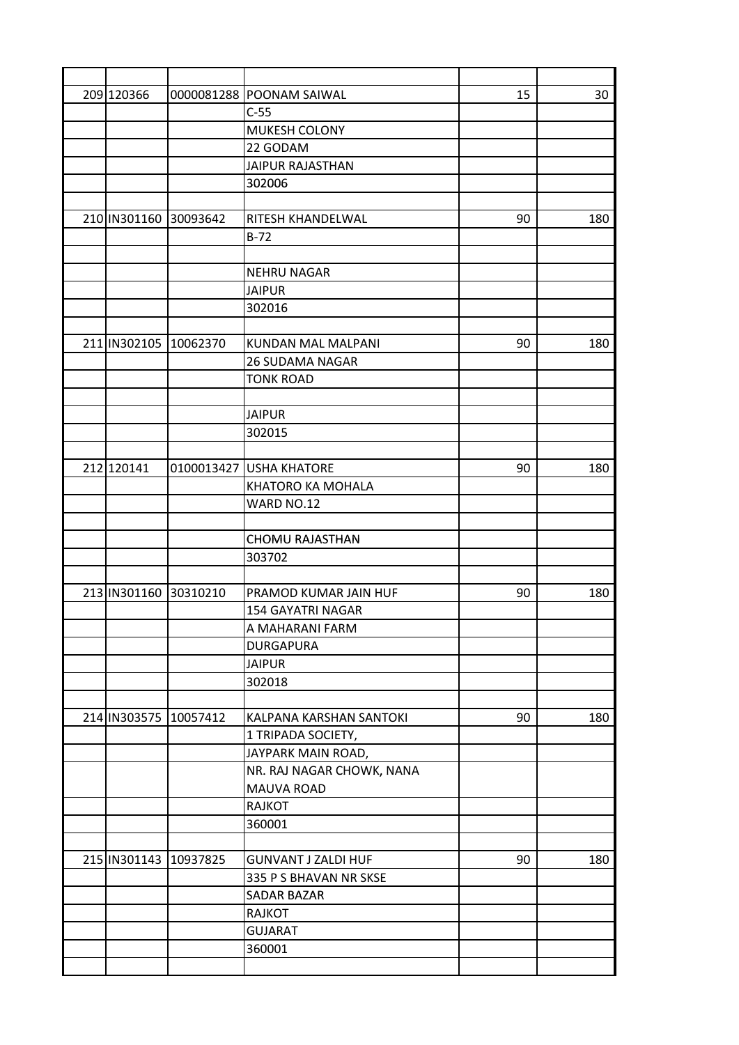| | | | | | |
|---|---|---|---|---|---|
| 209 | 120366 | 0000081288 | POONAM SAIWAL | 15 | 30 |
| | | | C-55 | | |
| | | | MUKESH COLONY | | |
| | | | 22 GODAM | | |
| | | | JAIPUR RAJASTHAN | | |
| | | | 302006 | | |
| | | | | | |
| 210 | IN301160 | 30093642 | RITESH KHANDELWAL | 90 | 180 |
| | | | B-72 | | |
| | | | | | |
| | | | NEHRU NAGAR | | |
| | | | JAIPUR | | |
| | | | 302016 | | |
| | | | | | |
| 211 | IN302105 | 10062370 | KUNDAN MAL MALPANI | 90 | 180 |
| | | | 26 SUDAMA NAGAR | | |
| | | | TONK ROAD | | |
| | | | | | |
| | | | JAIPUR | | |
| | | | 302015 | | |
| | | | | | |
| 212 | 120141 | 0100013427 | USHA KHATORE | 90 | 180 |
| | | | KHATORO KA MOHALA | | |
| | | | WARD NO.12 | | |
| | | | | | |
| | | | CHOMU RAJASTHAN | | |
| | | | 303702 | | |
| | | | | | |
| 213 | IN301160 | 30310210 | PRAMOD KUMAR JAIN HUF | 90 | 180 |
| | | | 154 GAYATRI NAGAR | | |
| | | | A MAHARANI FARM | | |
| | | | DURGAPURA | | |
| | | | JAIPUR | | |
| | | | 302018 | | |
| | | | | | |
| 214 | IN303575 | 10057412 | KALPANA KARSHAN SANTOKI | 90 | 180 |
| | | | 1 TRIPADA SOCIETY, | | |
| | | | JAYPARK MAIN ROAD, | | |
| | | | NR. RAJ NAGAR CHOWK, NANA MAUVA ROAD | | |
| | | | RAJKOT | | |
| | | | 360001 | | |
| | | | | | |
| 215 | IN301143 | 10937825 | GUNVANT J ZALDI HUF | 90 | 180 |
| | | | 335 P S BHAVAN NR SKSE | | |
| | | | SADAR BAZAR | | |
| | | | RAJKOT | | |
| | | | GUJARAT | | |
| | | | 360001 | | |
| | | | | | |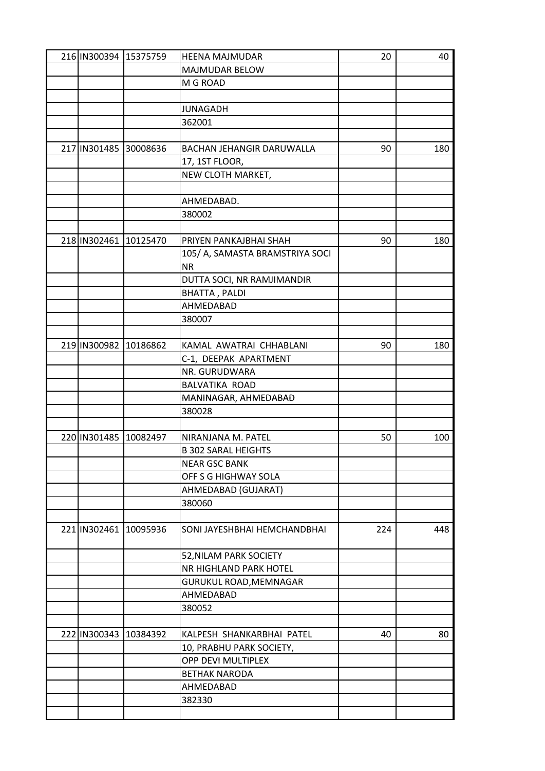| | | | | | |
|---|---|---|---|---|---|
| 216 | IN300394 | 15375759 | HEENA MAJMUDAR | 20 | 40 |
| | | | MAJMUDAR BELOW | | |
| | | | M G ROAD | | |
| | | | | | |
| | | | JUNAGADH | | |
| | | | 362001 | | |
| | | | | | |
| 217 | IN301485 | 30008636 | BACHAN JEHANGIR DARUWALLA | 90 | 180 |
| | | | 17, 1ST FLOOR, | | |
| | | | NEW CLOTH MARKET, | | |
| | | | | | |
| | | | AHMEDABAD. | | |
| | | | 380002 | | |
| | | | | | |
| 218 | IN302461 | 10125470 | PRIYEN PANKAJBHAI SHAH | 90 | 180 |
| | | | 105/ A, SAMASTA BRAMSTRIYA SOCI NR | | |
| | | | DUTTA SOCI, NR RAMJIMANDIR | | |
| | | | BHATTA , PALDI | | |
| | | | AHMEDABAD | | |
| | | | 380007 | | |
| | | | | | |
| 219 | IN300982 | 10186862 | KAMAL AWATRAI CHHABLANI | 90 | 180 |
| | | | C-1, DEEPAK APARTMENT | | |
| | | | NR. GURUDWARA | | |
| | | | BALVATIKA ROAD | | |
| | | | MANINAGAR, AHMEDABAD | | |
| | | | 380028 | | |
| | | | | | |
| 220 | IN301485 | 10082497 | NIRANJANA M. PATEL | 50 | 100 |
| | | | B 302 SARAL HEIGHTS | | |
| | | | NEAR GSC BANK | | |
| | | | OFF S G HIGHWAY SOLA | | |
| | | | AHMEDABAD (GUJARAT) | | |
| | | | 380060 | | |
| | | | | | |
| 221 | IN302461 | 10095936 | SONI JAYESHBHAI HEMCHANDBHAI | 224 | 448 |
| | | | 52,NILAM PARK SOCIETY | | |
| | | | NR HIGHLAND PARK HOTEL | | |
| | | | GURUKUL ROAD,MEMNAGAR | | |
| | | | AHMEDABAD | | |
| | | | 380052 | | |
| | | | | | |
| 222 | IN300343 | 10384392 | KALPESH SHANKARBHAI PATEL | 40 | 80 |
| | | | 10, PRABHU PARK SOCIETY, | | |
| | | | OPP DEVI MULTIPLEX | | |
| | | | BETHAK NARODA | | |
| | | | AHMEDABAD | | |
| | | | 382330 | | |
| | | | | | |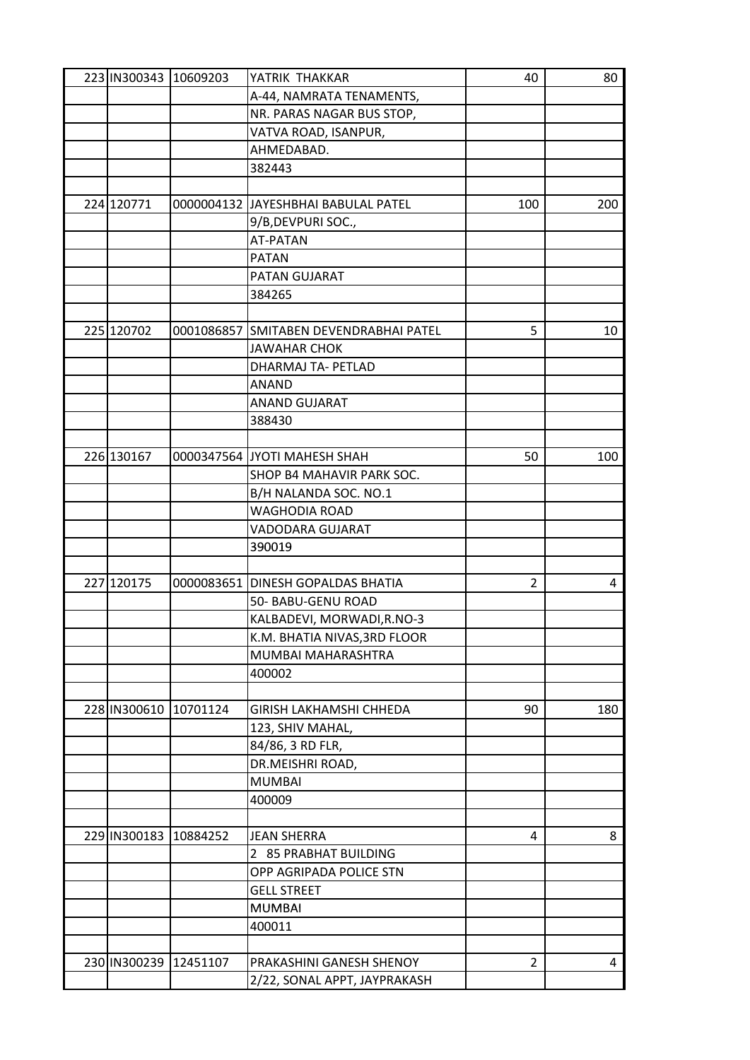| | | | | | |
|---|---|---|---|---|---|
| 223 | IN300343 | 10609203 | YATRIK THAKKAR | 40 | 80 |
| | | | A-44, NAMRATA TENAMENTS, | | |
| | | | NR. PARAS NAGAR BUS STOP, | | |
| | | | VATVA ROAD, ISANPUR, | | |
| | | | AHMEDABAD. | | |
| | | | 382443 | | |
| | | | | | |
| 224 | 120771 | 0000004132 | JAYESHBHAI BABULAL PATEL | 100 | 200 |
| | | | 9/B,DEVPURI SOC., | | |
| | | | AT-PATAN | | |
| | | | PATAN | | |
| | | | PATAN GUJARAT | | |
| | | | 384265 | | |
| | | | | | |
| 225 | 120702 | 0001086857 | SMITABEN DEVENDRABHAI PATEL | 5 | 10 |
| | | | JAWAHAR CHOK | | |
| | | | DHARMAJ TA- PETLAD | | |
| | | | ANAND | | |
| | | | ANAND GUJARAT | | |
| | | | 388430 | | |
| | | | | | |
| 226 | 130167 | 0000347564 | JYOTI MAHESH SHAH | 50 | 100 |
| | | | SHOP B4 MAHAVIR PARK SOC. | | |
| | | | B/H NALANDA SOC. NO.1 | | |
| | | | WAGHODIA ROAD | | |
| | | | VADODARA GUJARAT | | |
| | | | 390019 | | |
| | | | | | |
| 227 | 120175 | 0000083651 | DINESH GOPALDAS BHATIA | 2 | 4 |
| | | | 50- BABU-GENU ROAD | | |
| | | | KALBADEVI, MORWADI,R.NO-3 | | |
| | | | K.M. BHATIA NIVAS,3RD FLOOR | | |
| | | | MUMBAI MAHARASHTRA | | |
| | | | 400002 | | |
| | | | | | |
| 228 | IN300610 | 10701124 | GIRISH LAKHAMSHI CHHEDA | 90 | 180 |
| | | | 123, SHIV MAHAL, | | |
| | | | 84/86, 3 RD FLR, | | |
| | | | DR.MEISHRI ROAD, | | |
| | | | MUMBAI | | |
| | | | 400009 | | |
| | | | | | |
| 229 | IN300183 | 10884252 | JEAN SHERRA | 4 | 8 |
| | | | 2 85 PRABHAT BUILDING | | |
| | | | OPP AGRIPADA POLICE STN | | |
| | | | GELL STREET | | |
| | | | MUMBAI | | |
| | | | 400011 | | |
| | | | | | |
| 230 | IN300239 | 12451107 | PRAKASHINI GANESH SHENOY | 2 | 4 |
| | | | 2/22, SONAL APPT, JAYPRAKASH | | |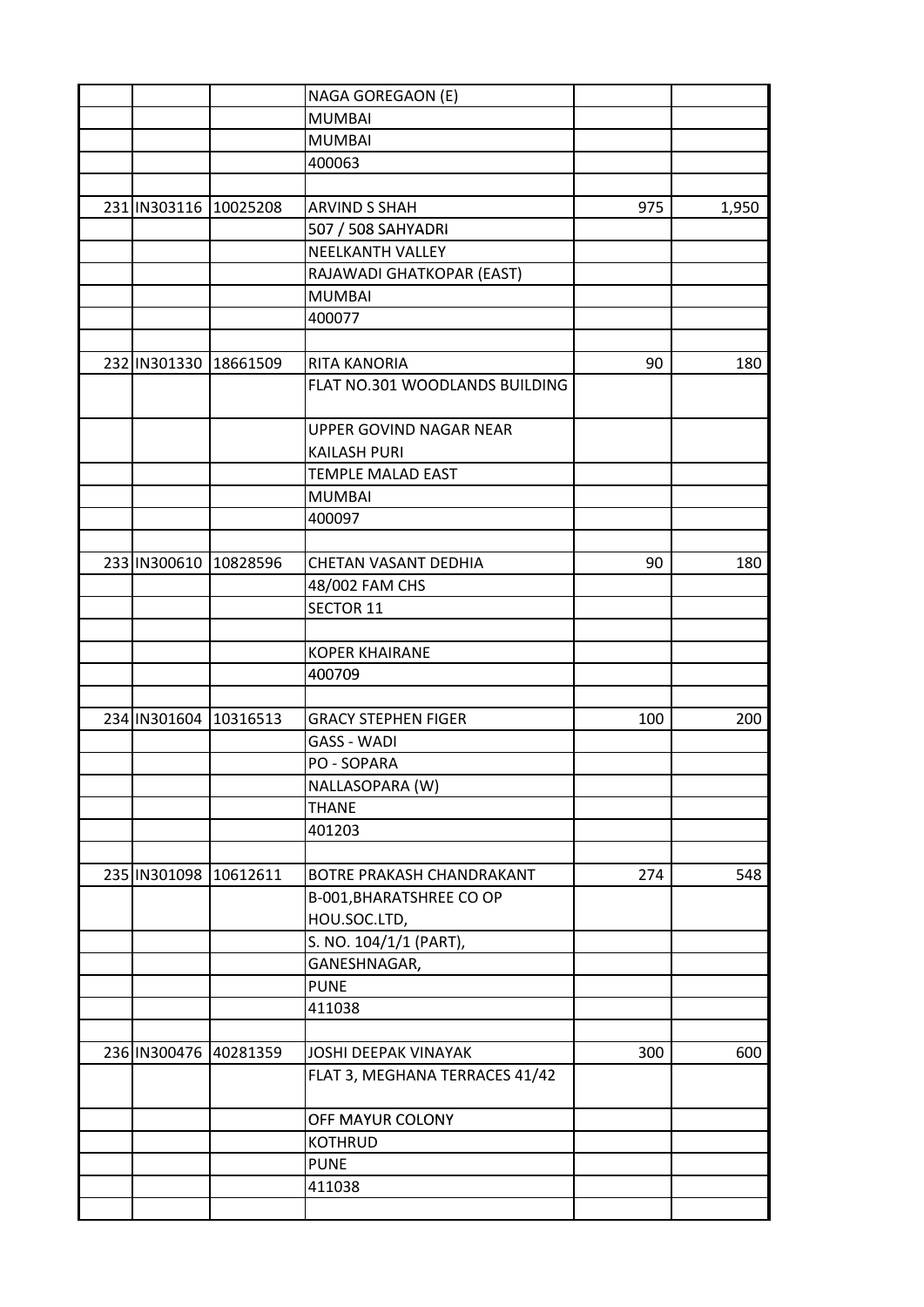| | | | | | |
|---|---|---|---|---|---|
| | | | NAGA GOREGAON (E) | | |
| | | | MUMBAI | | |
| | | | MUMBAI | | |
| | | | 400063 | | |
| | | | | | |
| 231 | IN303116 | 10025208 | ARVIND S SHAH | 975 | 1,950 |
| | | | 507 / 508 SAHYADRI | | |
| | | | NEELKANTH VALLEY | | |
| | | | RAJAWADI GHATKOPAR (EAST) | | |
| | | | MUMBAI | | |
| | | | 400077 | | |
| | | | | | |
| 232 | IN301330 | 18661509 | RITA KANORIA | 90 | 180 |
| | | | FLAT NO.301 WOODLANDS BUILDING | | |
| | | | UPPER GOVIND NAGAR NEAR KAILASH PURI | | |
| | | | TEMPLE MALAD EAST | | |
| | | | MUMBAI | | |
| | | | 400097 | | |
| | | | | | |
| 233 | IN300610 | 10828596 | CHETAN VASANT DEDHIA | 90 | 180 |
| | | | 48/002 FAM CHS | | |
| | | | SECTOR 11 | | |
| | | | | | |
| | | | KOPER KHAIRANE | | |
| | | | 400709 | | |
| | | | | | |
| 234 | IN301604 | 10316513 | GRACY STEPHEN FIGER | 100 | 200 |
| | | | GASS - WADI | | |
| | | | PO - SOPARA | | |
| | | | NALLASOPARA (W) | | |
| | | | THANE | | |
| | | | 401203 | | |
| | | | | | |
| 235 | IN301098 | 10612611 | BOTRE PRAKASH CHANDRAKANT | 274 | 548 |
| | | | B-001,BHARATSHREE CO OP HOU.SOC.LTD, | | |
| | | | S. NO. 104/1/1 (PART), | | |
| | | | GANESHNAGAR, | | |
| | | | PUNE | | |
| | | | 411038 | | |
| | | | | | |
| 236 | IN300476 | 40281359 | JOSHI DEEPAK VINAYAK | 300 | 600 |
| | | | FLAT 3, MEGHANA TERRACES 41/42 | | |
| | | | OFF MAYUR COLONY | | |
| | | | KOTHRUD | | |
| | | | PUNE | | |
| | | | 411038 | | |
| | | | | | |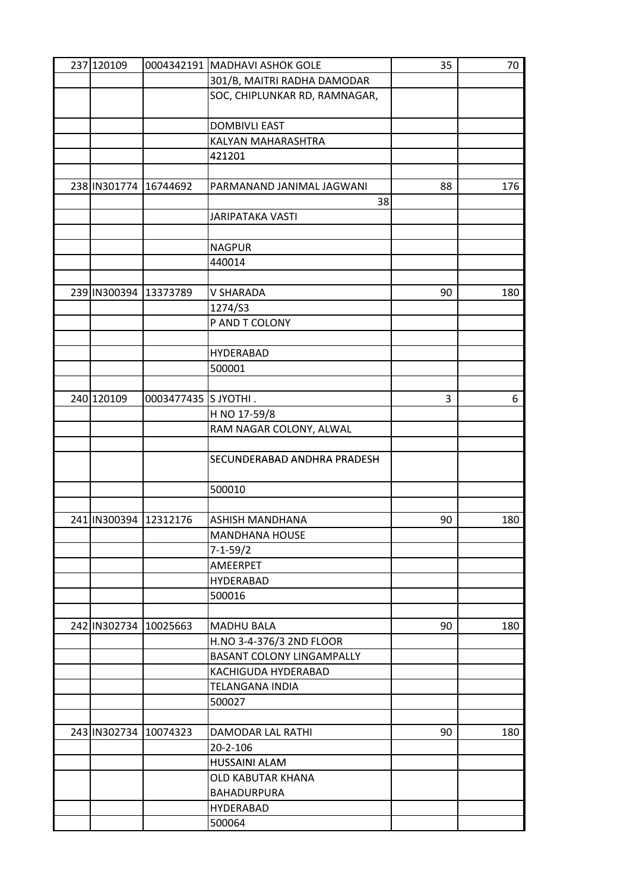| | | | | | |
|---|---|---|---|---|---|
| 237 | 120109 | 0004342191 | MADHAVI ASHOK GOLE | 35 | 70 |
| | | | 301/B, MAITRI RADHA DAMODAR | | |
| | | | SOC, CHIPLUNKAR RD, RAMNAGAR, | | |
| | | | DOMBIVLI EAST | | |
| | | | KALYAN MAHARASHTRA | | |
| | | | 421201 | | |
| | | | | | |
| 238 | IN301774 | 16744692 | PARMANAND JANIMAL JAGWANI | 88 | 176 |
| | | | 38 | | |
| | | | JARIPATAKA VASTI | | |
| | | | | | |
| | | | NAGPUR | | |
| | | | 440014 | | |
| | | | | | |
| 239 | IN300394 | 13373789 | V SHARADA | 90 | 180 |
| | | | 1274/S3 | | |
| | | | P AND T COLONY | | |
| | | | | | |
| | | | HYDERABAD | | |
| | | | 500001 | | |
| | | | | | |
| 240 | 120109 | 0003477435 | S JYOTHI . | 3 | 6 |
| | | | H NO 17-59/8 | | |
| | | | RAM NAGAR COLONY, ALWAL | | |
| | | | | | |
| | | | SECUNDERABAD ANDHRA PRADESH | | |
| | | | 500010 | | |
| | | | | | |
| 241 | IN300394 | 12312176 | ASHISH MANDHANA | 90 | 180 |
| | | | MANDHANA HOUSE | | |
| | | | 7-1-59/2 | | |
| | | | AMEERPET | | |
| | | | HYDERABAD | | |
| | | | 500016 | | |
| | | | | | |
| 242 | IN302734 | 10025663 | MADHU BALA | 90 | 180 |
| | | | H.NO 3-4-376/3 2ND FLOOR | | |
| | | | BASANT COLONY LINGAMPALLY | | |
| | | | KACHIGUDA HYDERABAD | | |
| | | | TELANGANA INDIA | | |
| | | | 500027 | | |
| | | | | | |
| 243 | IN302734 | 10074323 | DAMODAR LAL RATHI | 90 | 180 |
| | | | 20-2-106 | | |
| | | | HUSSAINI ALAM | | |
| | | | OLD KABUTAR KHANA | | |
| | | | BAHADURPURA | | |
| | | | HYDERABAD | | |
| | | | 500064 | | |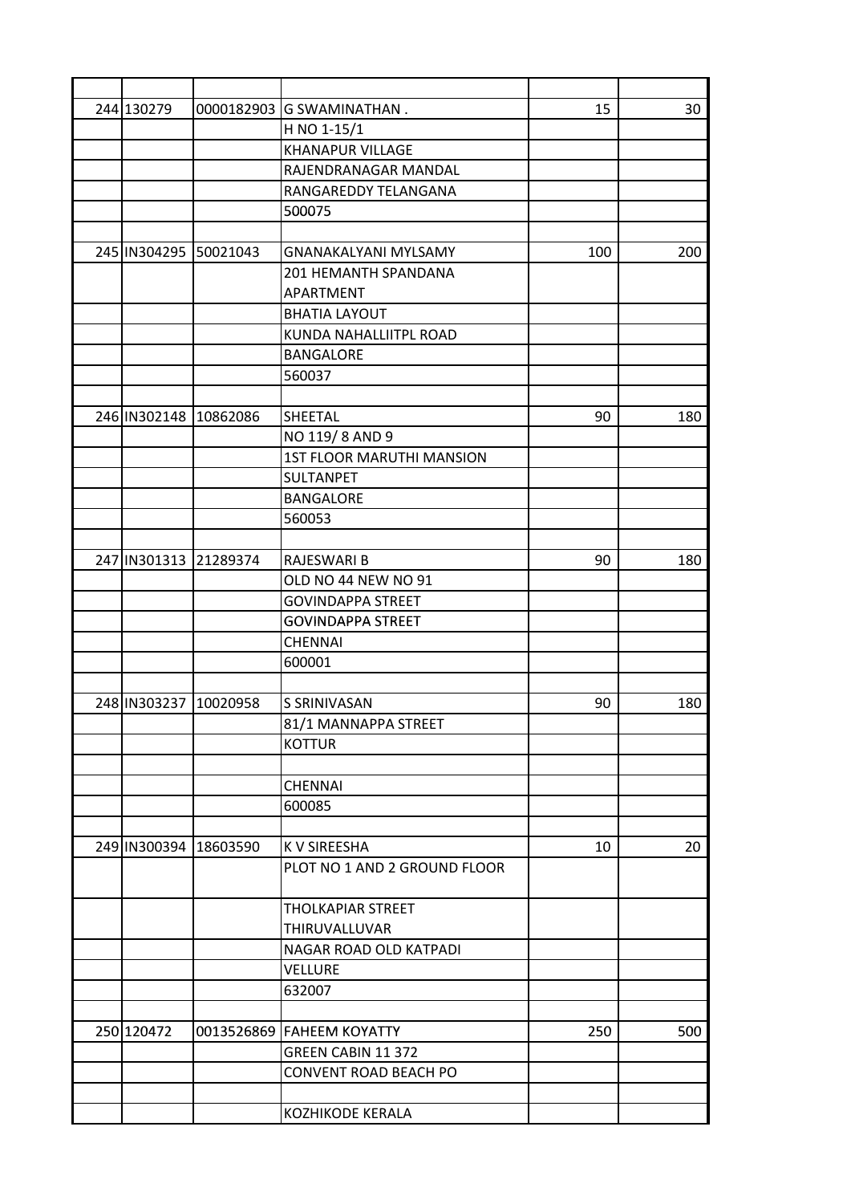| | | | | | |
|---|---|---|---|---|---|
| 244 | 130279 | 0000182903 | G SWAMINATHAN . | 15 | 30 |
| | | | H NO 1-15/1 | | |
| | | | KHANAPUR VILLAGE | | |
| | | | RAJENDRANAGAR MANDAL | | |
| | | | RANGAREDDY TELANGANA | | |
| | | | 500075 | | |
| | | | | | |
| 245 | IN304295 | 50021043 | GNANAKALYANI MYLSAMY | 100 | 200 |
| | | | 201 HEMANTH SPANDANA APARTMENT | | |
| | | | BHATIA LAYOUT | | |
| | | | KUNDA NAHALLIITPL ROAD | | |
| | | | BANGALORE | | |
| | | | 560037 | | |
| | | | | | |
| 246 | IN302148 | 10862086 | SHEETAL | 90 | 180 |
| | | | NO 119/ 8 AND 9 | | |
| | | | 1ST FLOOR MARUTHI MANSION | | |
| | | | SULTANPET | | |
| | | | BANGALORE | | |
| | | | 560053 | | |
| | | | | | |
| 247 | IN301313 | 21289374 | RAJESWARI B | 90 | 180 |
| | | | OLD NO 44 NEW NO 91 | | |
| | | | GOVINDAPPA STREET | | |
| | | | GOVINDAPPA STREET | | |
| | | | CHENNAI | | |
| | | | 600001 | | |
| | | | | | |
| 248 | IN303237 | 10020958 | S SRINIVASAN | 90 | 180 |
| | | | 81/1 MANNAPPA STREET | | |
| | | | KOTTUR | | |
| | | | | | |
| | | | CHENNAI | | |
| | | | 600085 | | |
| | | | | | |
| 249 | IN300394 | 18603590 | K V SIREESHA | 10 | 20 |
| | | | PLOT NO 1 AND 2 GROUND FLOOR | | |
| | | | THOLKAPIAR STREET THIRUVALLUVAR | | |
| | | | NAGAR ROAD OLD KATPADI | | |
| | | | VELLURE | | |
| | | | 632007 | | |
| | | | | | |
| 250 | 120472 | 0013526869 | FAHEEM KOYATTY | 250 | 500 |
| | | | GREEN CABIN 11 372 | | |
| | | | CONVENT ROAD BEACH PO | | |
| | | | | | |
| | | | KOZHIKODE KERALA | | |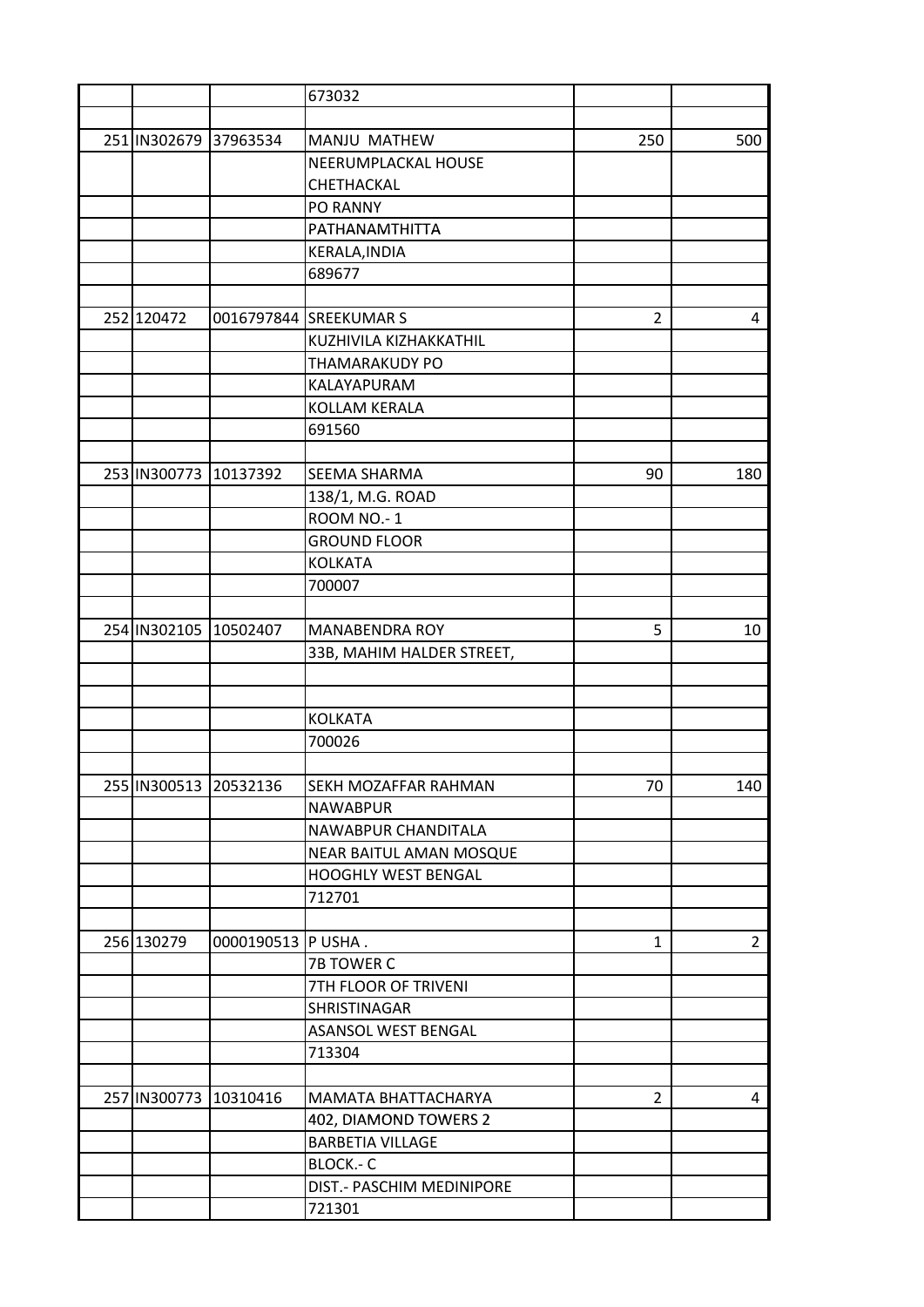| | | | | | |
|---|---|---|---|---|---|
| | | | 673032 | | |
| | | | | | |
| 251 | IN302679 | 37963534 | MANJU MATHEW | 250 | 500 |
| | | | NEERUMPLACKAL HOUSE | | |
| | | | CHETHACKAL | | |
| | | | PO RANNY | | |
| | | | PATHANAMTHITTA | | |
| | | | KERALA,INDIA | | |
| | | | 689677 | | |
| | | | | | |
| 252 | 120472 | 0016797844 | SREEKUMAR S | 2 | 4 |
| | | | KUZHIVILA KIZHAKKATHIL | | |
| | | | THAMARAKUDY PO | | |
| | | | KALAYAPURAM | | |
| | | | KOLLAM KERALA | | |
| | | | 691560 | | |
| | | | | | |
| 253 | IN300773 | 10137392 | SEEMA SHARMA | 90 | 180 |
| | | | 138/1, M.G. ROAD | | |
| | | | ROOM NO.- 1 | | |
| | | | GROUND FLOOR | | |
| | | | KOLKATA | | |
| | | | 700007 | | |
| | | | | | |
| 254 | IN302105 | 10502407 | MANABENDRA ROY | 5 | 10 |
| | | | 33B, MAHIM HALDER STREET, | | |
| | | | | | |
| | | | | | |
| | | | KOLKATA | | |
| | | | 700026 | | |
| | | | | | |
| 255 | IN300513 | 20532136 | SEKH MOZAFFAR RAHMAN | 70 | 140 |
| | | | NAWABPUR | | |
| | | | NAWABPUR CHANDITALA | | |
| | | | NEAR BAITUL AMAN MOSQUE | | |
| | | | HOOGHLY WEST BENGAL | | |
| | | | 712701 | | |
| | | | | | |
| 256 | 130279 | 0000190513 | P USHA . | 1 | 2 |
| | | | 7B TOWER C | | |
| | | | 7TH FLOOR OF TRIVENI | | |
| | | | SHRISTINAGAR | | |
| | | | ASANSOL WEST BENGAL | | |
| | | | 713304 | | |
| | | | | | |
| 257 | IN300773 | 10310416 | MAMATA BHATTACHARYA | 2 | 4 |
| | | | 402, DIAMOND TOWERS 2 | | |
| | | | BARBETIA VILLAGE | | |
| | | | BLOCK.- C | | |
| | | | DIST.- PASCHIM MEDINIPORE | | |
| | | | 721301 | | |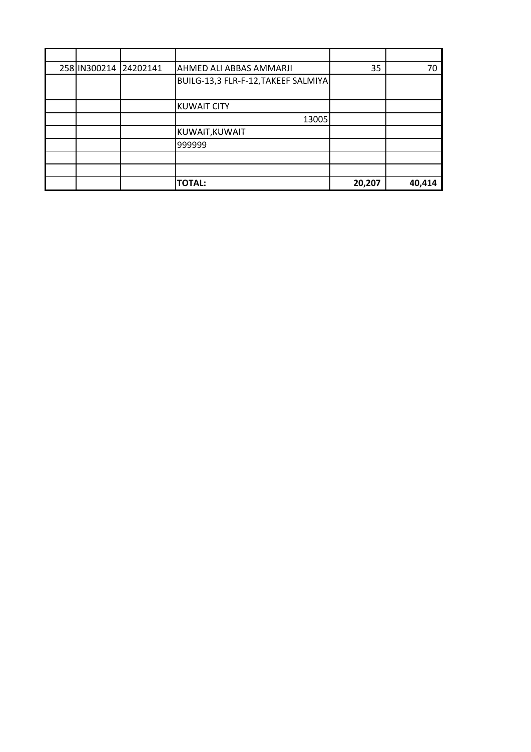| | | | | | |
|---|---|---|---|---|---|
| | | | | | |
| 258 | IN300214 | 24202141 | AHMED ALI ABBAS AMMARJI | 35 | 70 |
| | | | BUILG-13,3 FLR-F-12,TAKEEF SALMIYA | | |
| | | | KUWAIT CITY | | |
| | | | 13005 | | |
| | | | KUWAIT,KUWAIT | | |
| | | | 999999 | | |
| | | | | | |
| | | | | | |
| | | | **TOTAL:** | **20,207** | **40,414** |